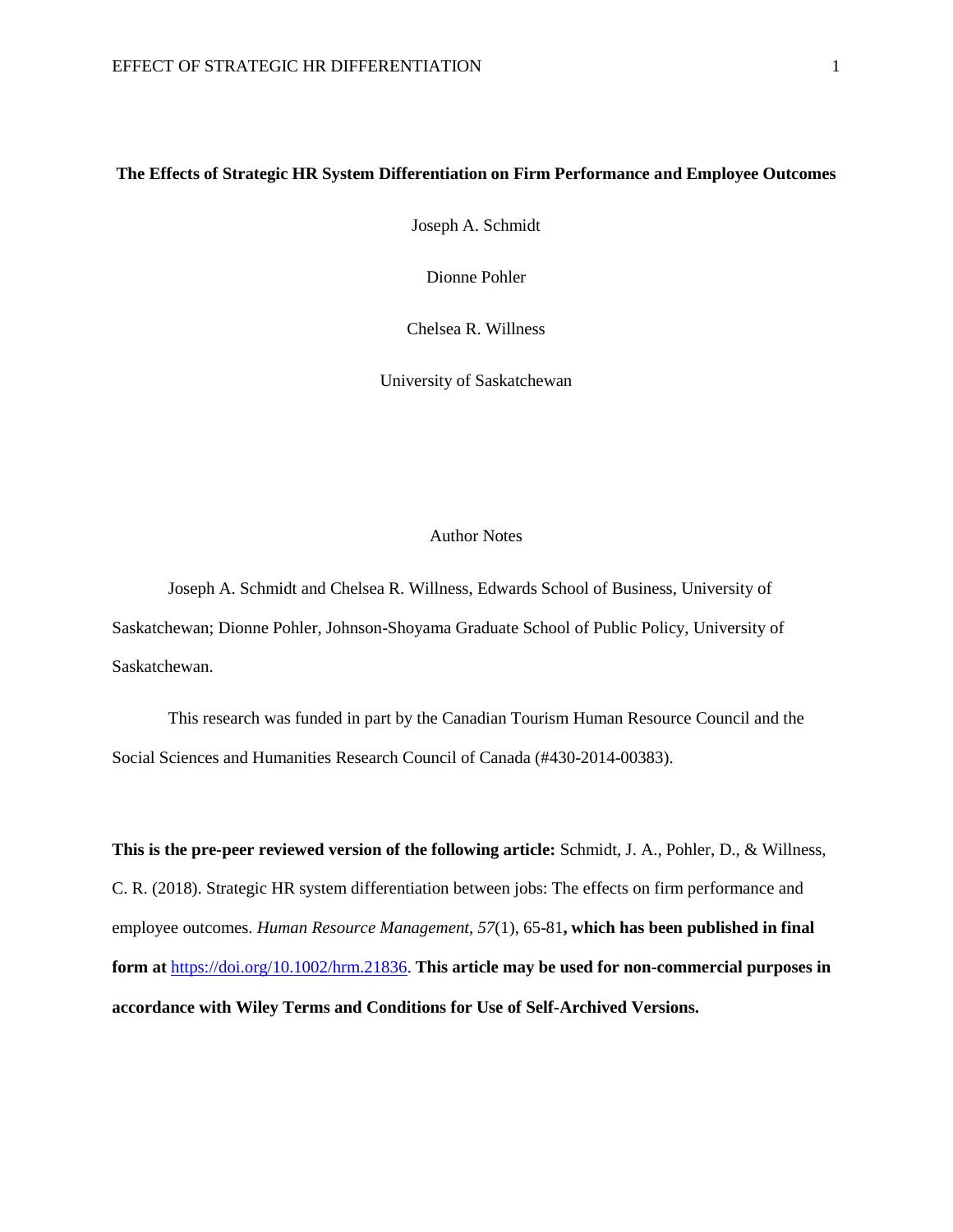**The Effects of Strategic HR System Differentiation on Firm Performance and Employee Outcomes**

Joseph A. Schmidt

Dionne Pohler

Chelsea R. Willness

University of Saskatchewan

Author Notes

Joseph A. Schmidt and Chelsea R. Willness, Edwards School of Business, University of Saskatchewan; Dionne Pohler, Johnson-Shoyama Graduate School of Public Policy, University of Saskatchewan.

This research was funded in part by the Canadian Tourism Human Resource Council and the Social Sciences and Humanities Research Council of Canada (#430-2014-00383).

**This is the pre-peer reviewed version of the following article:** Schmidt, J. A., Pohler, D., & Willness, C. R. (2018). Strategic HR system differentiation between jobs: The effects on firm performance and employee outcomes. *Human Resource Management*, *57*(1), 65-81**, which has been published in final form at** https://doi.org/10.1002/hrm.21836. **This article may be used for non-commercial purposes in accordance with Wiley Terms and Conditions for Use of Self-Archived Versions.**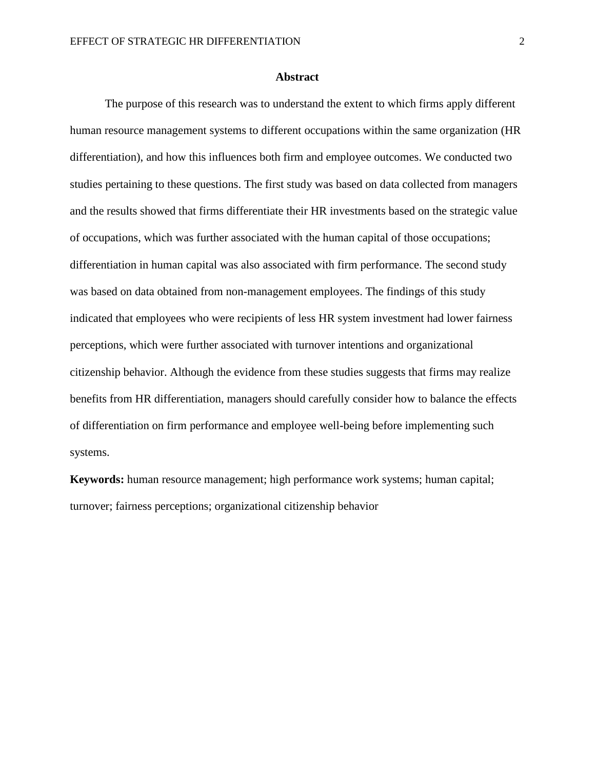# Abstract

The purpose of this research was to understand the extent to which firms apply different human resource management systems to different occupations within the same organization (HR differentiation), and how this influences both firm and employee outcomes. We conducted two studies pertaining to these questions. The first study was based on data collected from managers and the results showed that firms differentiate their HR investments based on the strategic value of occupations, which was further associated with the human capital of those occupations; differentiation in human capital was also associated with firm performance. The second study was based on data obtained from non-management employees. The findings of this study indicated that employees who were recipients of less HR system investment had lower fairness perceptions, which were further associated with turnover intentions and organizational citizenship behavior. Although the evidence from these studies suggests that firms may realize benefits from HR differentiation, managers should carefully consider how to balance the effects of differentiation on firm performance and employee well-being before implementing such systems.

**Keywords:** human resource management; high performance work systems; human capital; turnover; fairness perceptions; organizational citizenship behavior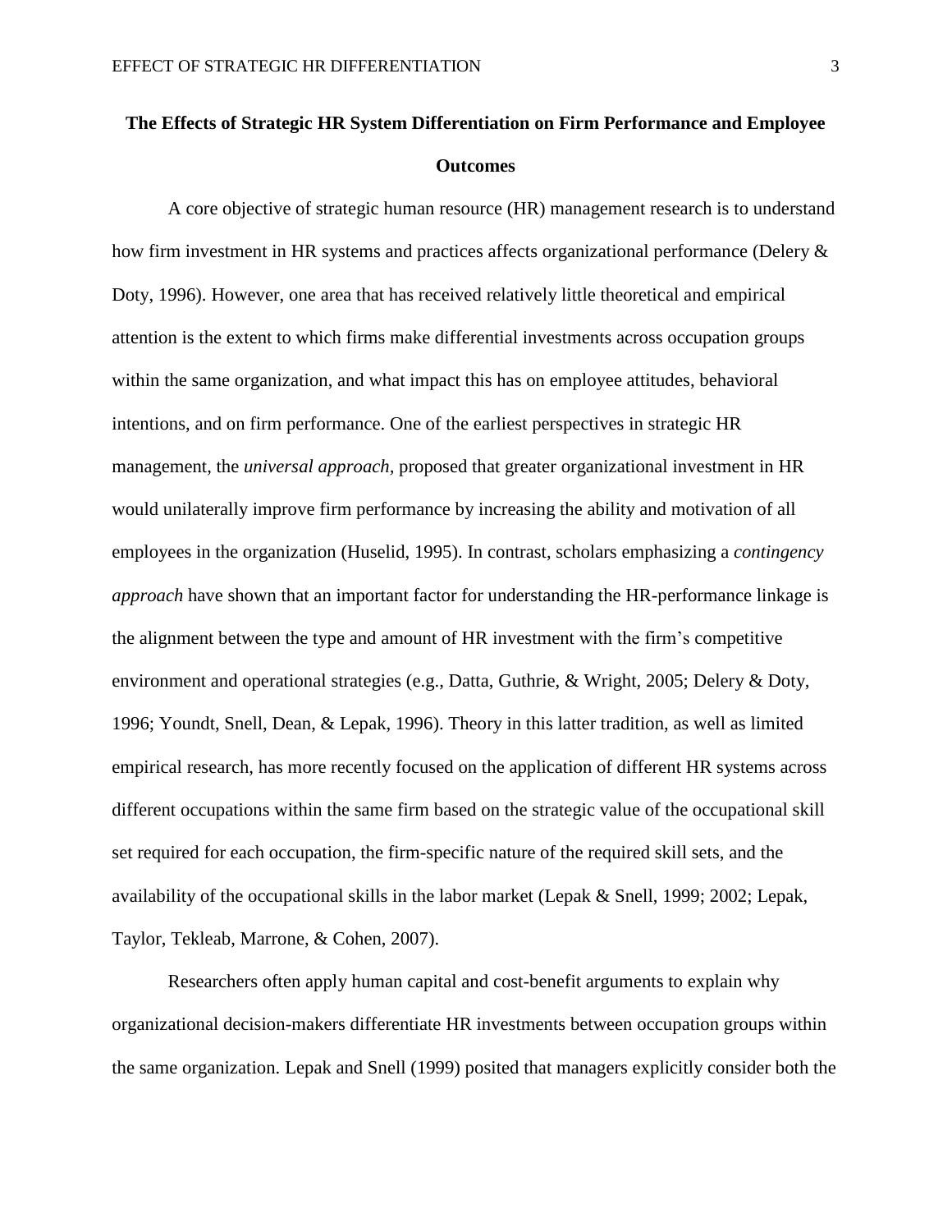# The Effects of Strategic HR System Differentiation on Firm Performance and Employee Outcomes

A core objective of strategic human resource (HR) management research is to understand how firm investment in HR systems and practices affects organizational performance (Delery & Doty, 1996). However, one area that has received relatively little theoretical and empirical attention is the extent to which firms make differential investments across occupation groups within the same organization, and what impact this has on employee attitudes, behavioral intentions, and on firm performance. One of the earliest perspectives in strategic HR management, the *universal approach,* proposed that greater organizational investment in HR would unilaterally improve firm performance by increasing the ability and motivation of all employees in the organization (Huselid, 1995). In contrast, scholars emphasizing a *contingency approach* have shown that an important factor for understanding the HR-performance linkage is the alignment between the type and amount of HR investment with the firm's competitive environment and operational strategies (e.g., Datta, Guthrie, & Wright, 2005; Delery & Doty, 1996; Youndt, Snell, Dean, & Lepak, 1996). Theory in this latter tradition, as well as limited empirical research, has more recently focused on the application of different HR systems across different occupations within the same firm based on the strategic value of the occupational skill set required for each occupation, the firm-specific nature of the required skill sets, and the availability of the occupational skills in the labor market (Lepak & Snell, 1999; 2002; Lepak, Taylor, Tekleab, Marrone, & Cohen, 2007).

Researchers often apply human capital and cost-benefit arguments to explain why organizational decision-makers differentiate HR investments between occupation groups within the same organization. Lepak and Snell (1999) posited that managers explicitly consider both the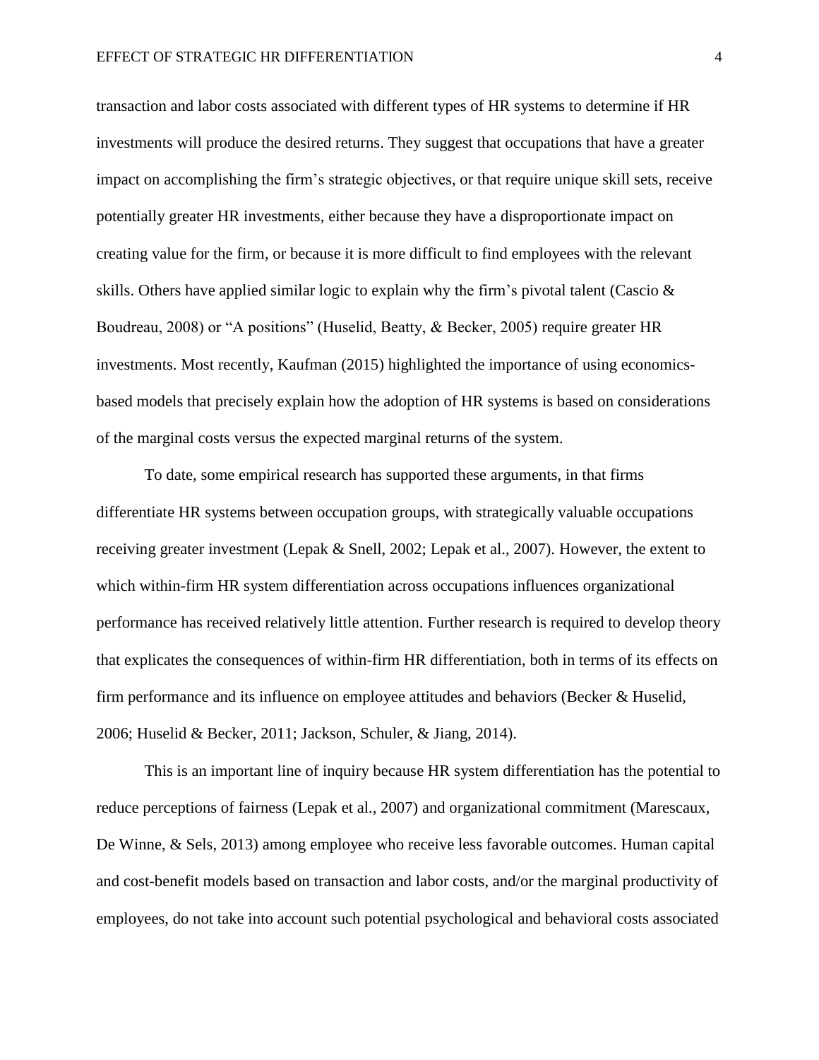transaction and labor costs associated with different types of HR systems to determine if HR investments will produce the desired returns. They suggest that occupations that have a greater impact on accomplishing the firm's strategic objectives, or that require unique skill sets, receive potentially greater HR investments, either because they have a disproportionate impact on creating value for the firm, or because it is more difficult to find employees with the relevant skills. Others have applied similar logic to explain why the firm's pivotal talent (Cascio & Boudreau, 2008) or "A positions" (Huselid, Beatty, & Becker, 2005) require greater HR investments. Most recently, Kaufman (2015) highlighted the importance of using economics-based models that precisely explain how the adoption of HR systems is based on considerations of the marginal costs versus the expected marginal returns of the system.

To date, some empirical research has supported these arguments, in that firms differentiate HR systems between occupation groups, with strategically valuable occupations receiving greater investment (Lepak & Snell, 2002; Lepak et al., 2007). However, the extent to which within-firm HR system differentiation across occupations influences organizational performance has received relatively little attention. Further research is required to develop theory that explicates the consequences of within-firm HR differentiation, both in terms of its effects on firm performance and its influence on employee attitudes and behaviors (Becker & Huselid, 2006; Huselid & Becker, 2011; Jackson, Schuler, & Jiang, 2014).

This is an important line of inquiry because HR system differentiation has the potential to reduce perceptions of fairness (Lepak et al., 2007) and organizational commitment (Marescaux, De Winne, & Sels, 2013) among employee who receive less favorable outcomes. Human capital and cost-benefit models based on transaction and labor costs, and/or the marginal productivity of employees, do not take into account such potential psychological and behavioral costs associated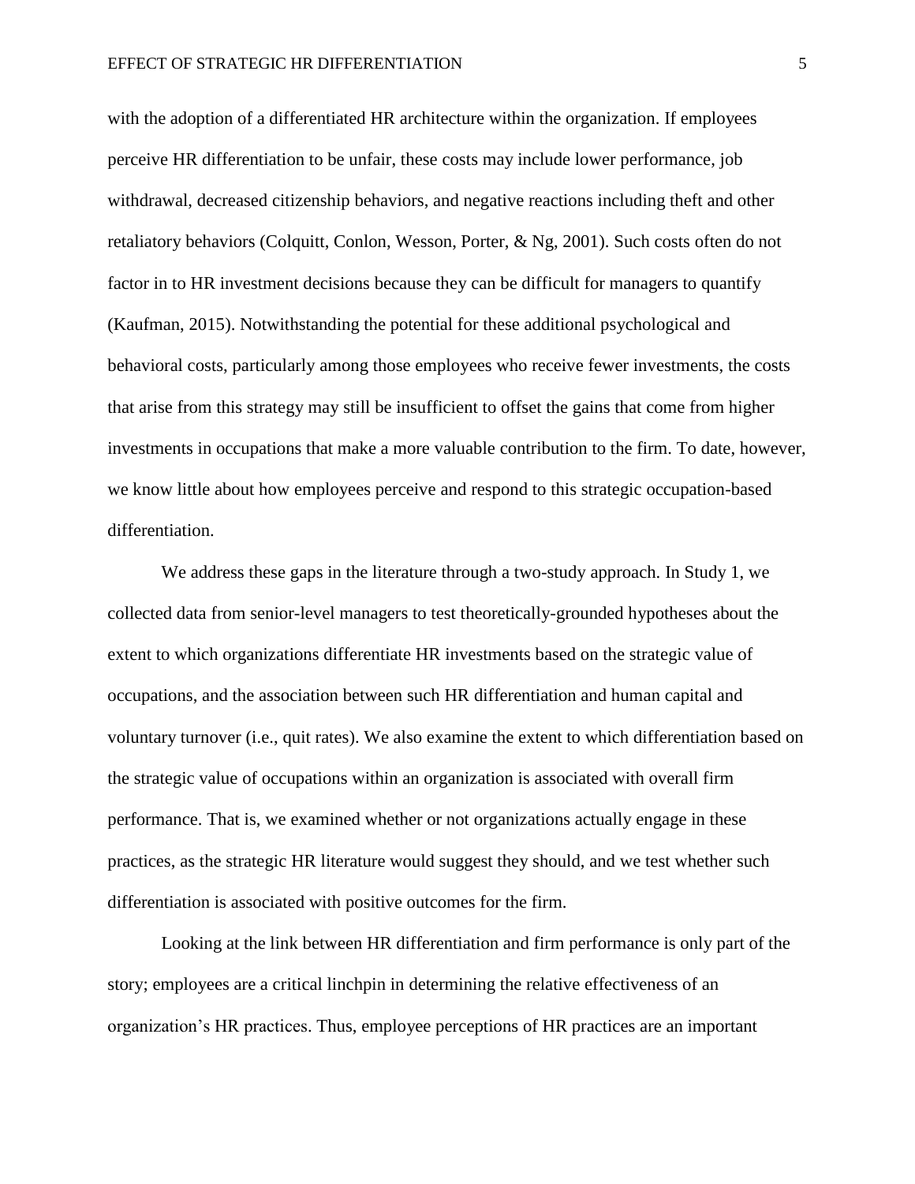with the adoption of a differentiated HR architecture within the organization. If employees perceive HR differentiation to be unfair, these costs may include lower performance, job withdrawal, decreased citizenship behaviors, and negative reactions including theft and other retaliatory behaviors (Colquitt, Conlon, Wesson, Porter, & Ng, 2001). Such costs often do not factor in to HR investment decisions because they can be difficult for managers to quantify (Kaufman, 2015). Notwithstanding the potential for these additional psychological and behavioral costs, particularly among those employees who receive fewer investments, the costs that arise from this strategy may still be insufficient to offset the gains that come from higher investments in occupations that make a more valuable contribution to the firm. To date, however, we know little about how employees perceive and respond to this strategic occupation-based differentiation.

We address these gaps in the literature through a two-study approach. In Study 1, we collected data from senior-level managers to test theoretically-grounded hypotheses about the extent to which organizations differentiate HR investments based on the strategic value of occupations, and the association between such HR differentiation and human capital and voluntary turnover (i.e., quit rates). We also examine the extent to which differentiation based on the strategic value of occupations within an organization is associated with overall firm performance. That is, we examined whether or not organizations actually engage in these practices, as the strategic HR literature would suggest they should, and we test whether such differentiation is associated with positive outcomes for the firm.

Looking at the link between HR differentiation and firm performance is only part of the story; employees are a critical linchpin in determining the relative effectiveness of an organization's HR practices. Thus, employee perceptions of HR practices are an important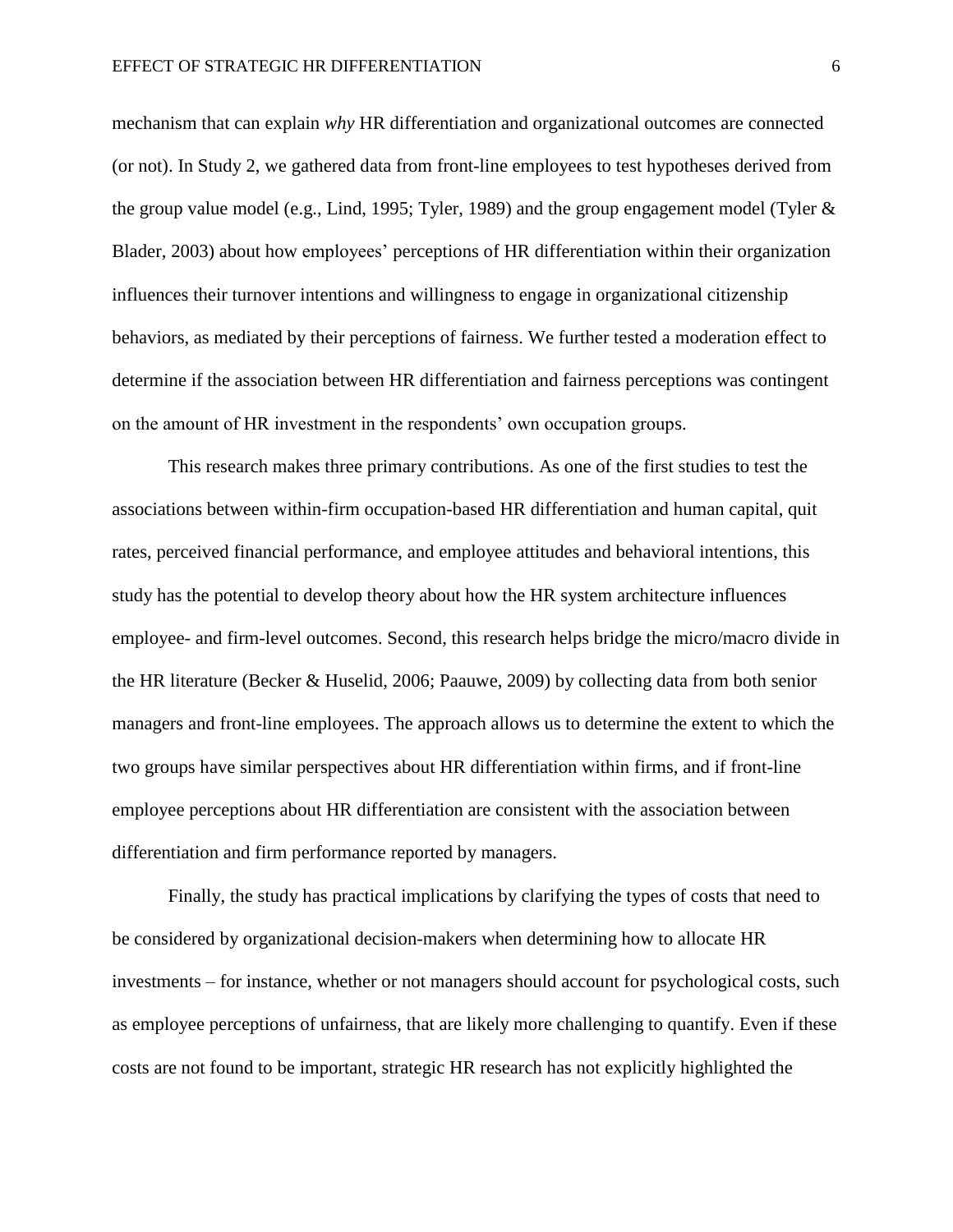mechanism that can explain *why* HR differentiation and organizational outcomes are connected (or not). In Study 2, we gathered data from front-line employees to test hypotheses derived from the group value model (e.g., Lind, 1995; Tyler, 1989) and the group engagement model (Tyler & Blader, 2003) about how employees' perceptions of HR differentiation within their organization influences their turnover intentions and willingness to engage in organizational citizenship behaviors, as mediated by their perceptions of fairness. We further tested a moderation effect to determine if the association between HR differentiation and fairness perceptions was contingent on the amount of HR investment in the respondents' own occupation groups.

This research makes three primary contributions. As one of the first studies to test the associations between within-firm occupation-based HR differentiation and human capital, quit rates, perceived financial performance, and employee attitudes and behavioral intentions, this study has the potential to develop theory about how the HR system architecture influences employee- and firm-level outcomes. Second, this research helps bridge the micro/macro divide in the HR literature (Becker & Huselid, 2006; Paauwe, 2009) by collecting data from both senior managers and front-line employees. The approach allows us to determine the extent to which the two groups have similar perspectives about HR differentiation within firms, and if front-line employee perceptions about HR differentiation are consistent with the association between differentiation and firm performance reported by managers.

Finally, the study has practical implications by clarifying the types of costs that need to be considered by organizational decision-makers when determining how to allocate HR investments – for instance, whether or not managers should account for psychological costs, such as employee perceptions of unfairness, that are likely more challenging to quantify. Even if these costs are not found to be important, strategic HR research has not explicitly highlighted the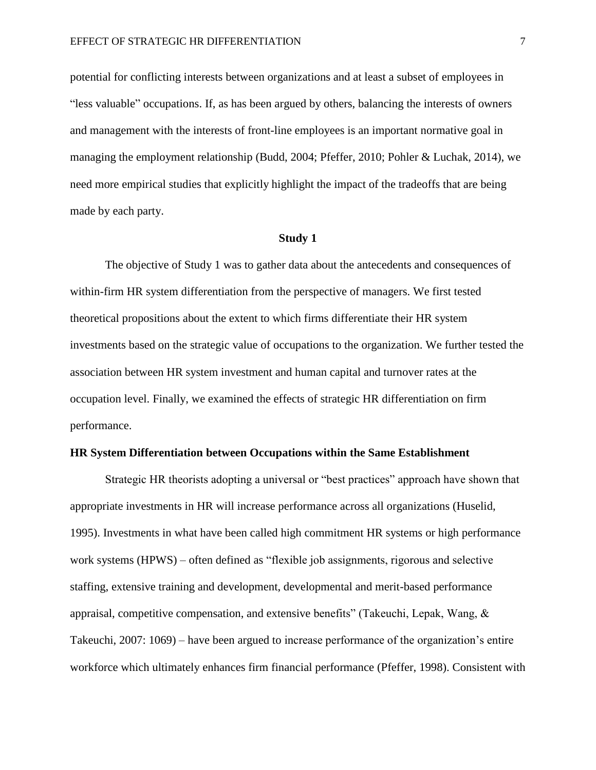potential for conflicting interests between organizations and at least a subset of employees in "less valuable" occupations. If, as has been argued by others, balancing the interests of owners and management with the interests of front-line employees is an important normative goal in managing the employment relationship (Budd, 2004; Pfeffer, 2010; Pohler & Luchak, 2014), we need more empirical studies that explicitly highlight the impact of the tradeoffs that are being made by each party.

## Study 1

The objective of Study 1 was to gather data about the antecedents and consequences of within-firm HR system differentiation from the perspective of managers. We first tested theoretical propositions about the extent to which firms differentiate their HR system investments based on the strategic value of occupations to the organization. We further tested the association between HR system investment and human capital and turnover rates at the occupation level. Finally, we examined the effects of strategic HR differentiation on firm performance.

### HR System Differentiation between Occupations within the Same Establishment

Strategic HR theorists adopting a universal or "best practices" approach have shown that appropriate investments in HR will increase performance across all organizations (Huselid, 1995). Investments in what have been called high commitment HR systems or high performance work systems (HPWS) – often defined as "flexible job assignments, rigorous and selective staffing, extensive training and development, developmental and merit-based performance appraisal, competitive compensation, and extensive benefits" (Takeuchi, Lepak, Wang, & Takeuchi, 2007: 1069) – have been argued to increase performance of the organization's entire workforce which ultimately enhances firm financial performance (Pfeffer, 1998). Consistent with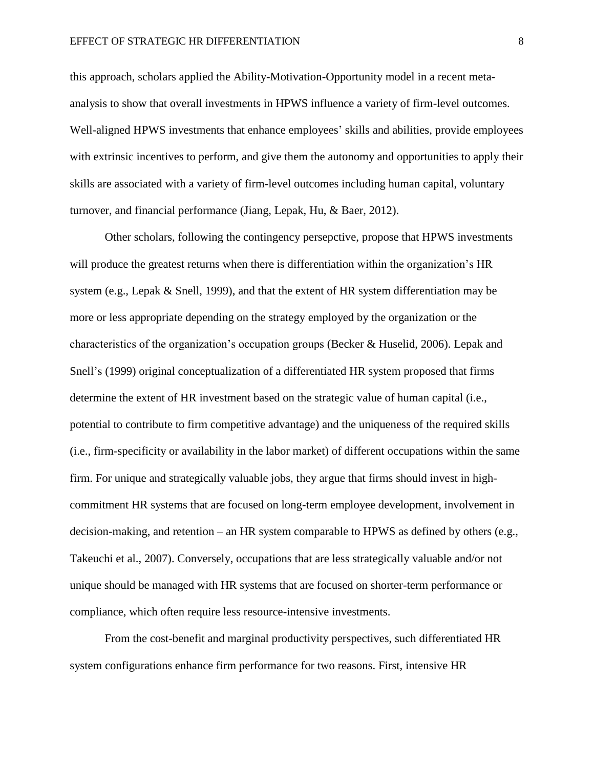this approach, scholars applied the Ability-Motivation-Opportunity model in a recent meta-analysis to show that overall investments in HPWS influence a variety of firm-level outcomes. Well-aligned HPWS investments that enhance employees' skills and abilities, provide employees with extrinsic incentives to perform, and give them the autonomy and opportunities to apply their skills are associated with a variety of firm-level outcomes including human capital, voluntary turnover, and financial performance (Jiang, Lepak, Hu, & Baer, 2012).

Other scholars, following the contingency persepctive, propose that HPWS investments will produce the greatest returns when there is differentiation within the organization's HR system (e.g., Lepak & Snell, 1999), and that the extent of HR system differentiation may be more or less appropriate depending on the strategy employed by the organization or the characteristics of the organization's occupation groups (Becker & Huselid, 2006). Lepak and Snell's (1999) original conceptualization of a differentiated HR system proposed that firms determine the extent of HR investment based on the strategic value of human capital (i.e., potential to contribute to firm competitive advantage) and the uniqueness of the required skills (i.e., firm-specificity or availability in the labor market) of different occupations within the same firm. For unique and strategically valuable jobs, they argue that firms should invest in high-commitment HR systems that are focused on long-term employee development, involvement in decision-making, and retention – an HR system comparable to HPWS as defined by others (e.g., Takeuchi et al., 2007). Conversely, occupations that are less strategically valuable and/or not unique should be managed with HR systems that are focused on shorter-term performance or compliance, which often require less resource-intensive investments.

From the cost-benefit and marginal productivity perspectives, such differentiated HR system configurations enhance firm performance for two reasons. First, intensive HR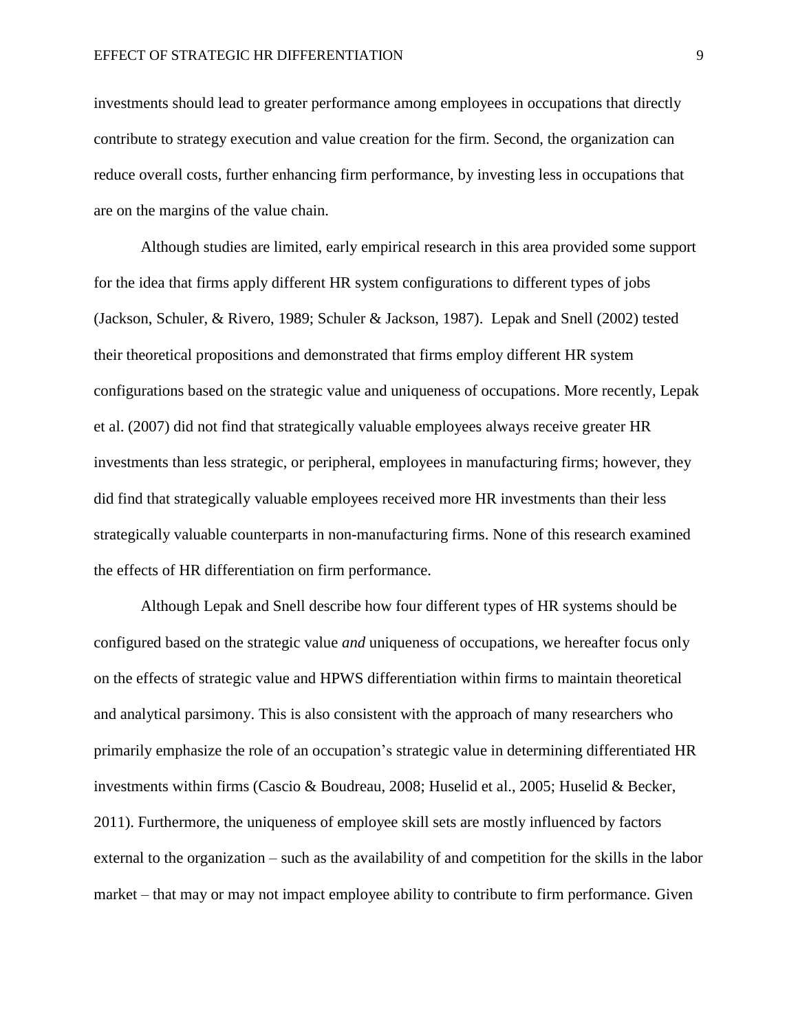investments should lead to greater performance among employees in occupations that directly contribute to strategy execution and value creation for the firm. Second, the organization can reduce overall costs, further enhancing firm performance, by investing less in occupations that are on the margins of the value chain.

Although studies are limited, early empirical research in this area provided some support for the idea that firms apply different HR system configurations to different types of jobs (Jackson, Schuler, & Rivero, 1989; Schuler & Jackson, 1987). Lepak and Snell (2002) tested their theoretical propositions and demonstrated that firms employ different HR system configurations based on the strategic value and uniqueness of occupations. More recently, Lepak et al. (2007) did not find that strategically valuable employees always receive greater HR investments than less strategic, or peripheral, employees in manufacturing firms; however, they did find that strategically valuable employees received more HR investments than their less strategically valuable counterparts in non-manufacturing firms. None of this research examined the effects of HR differentiation on firm performance.

Although Lepak and Snell describe how four different types of HR systems should be configured based on the strategic value *and* uniqueness of occupations, we hereafter focus only on the effects of strategic value and HPWS differentiation within firms to maintain theoretical and analytical parsimony. This is also consistent with the approach of many researchers who primarily emphasize the role of an occupation's strategic value in determining differentiated HR investments within firms (Cascio & Boudreau, 2008; Huselid et al., 2005; Huselid & Becker, 2011). Furthermore, the uniqueness of employee skill sets are mostly influenced by factors external to the organization – such as the availability of and competition for the skills in the labor market – that may or may not impact employee ability to contribute to firm performance. Given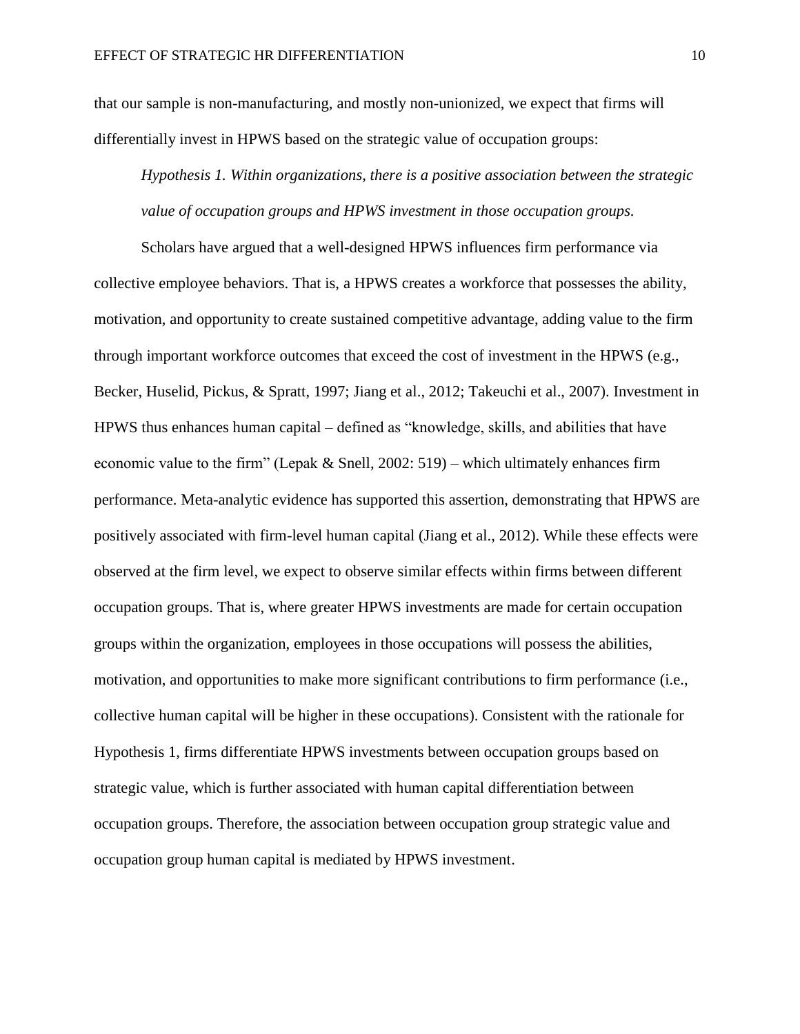that our sample is non-manufacturing, and mostly non-unionized, we expect that firms will differentially invest in HPWS based on the strategic value of occupation groups:

*Hypothesis 1. Within organizations, there is a positive association between the strategic value of occupation groups and HPWS investment in those occupation groups.*

Scholars have argued that a well-designed HPWS influences firm performance via collective employee behaviors. That is, a HPWS creates a workforce that possesses the ability, motivation, and opportunity to create sustained competitive advantage, adding value to the firm through important workforce outcomes that exceed the cost of investment in the HPWS (e.g., Becker, Huselid, Pickus, & Spratt, 1997; Jiang et al., 2012; Takeuchi et al., 2007). Investment in HPWS thus enhances human capital – defined as "knowledge, skills, and abilities that have economic value to the firm" (Lepak & Snell, 2002: 519) – which ultimately enhances firm performance. Meta-analytic evidence has supported this assertion, demonstrating that HPWS are positively associated with firm-level human capital (Jiang et al., 2012). While these effects were observed at the firm level, we expect to observe similar effects within firms between different occupation groups. That is, where greater HPWS investments are made for certain occupation groups within the organization, employees in those occupations will possess the abilities, motivation, and opportunities to make more significant contributions to firm performance (i.e., collective human capital will be higher in these occupations). Consistent with the rationale for Hypothesis 1, firms differentiate HPWS investments between occupation groups based on strategic value, which is further associated with human capital differentiation between occupation groups. Therefore, the association between occupation group strategic value and occupation group human capital is mediated by HPWS investment.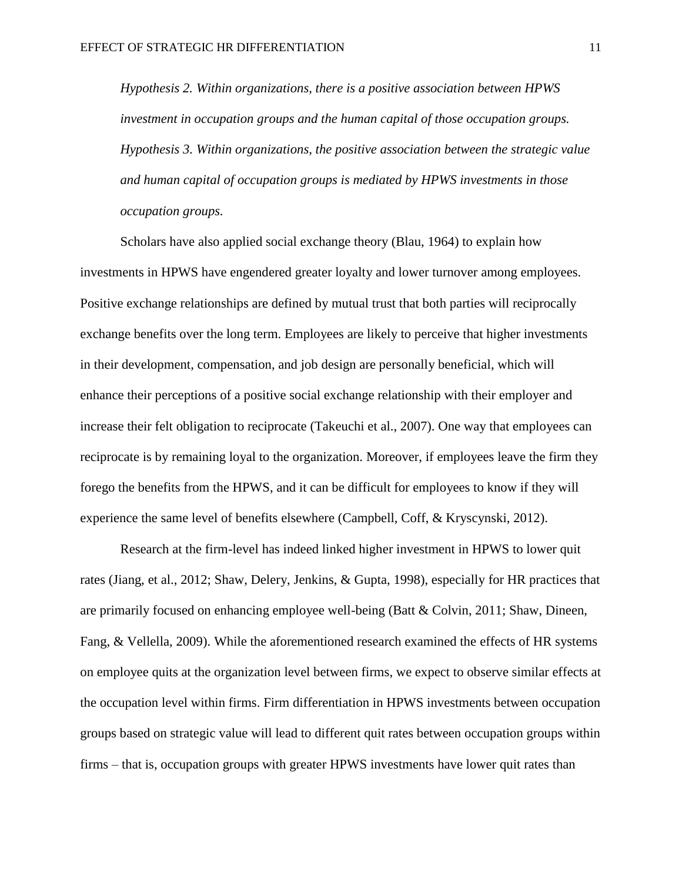*Hypothesis 2. Within organizations, there is a positive association between HPWS investment in occupation groups and the human capital of those occupation groups.*

*Hypothesis 3. Within organizations, the positive association between the strategic value and human capital of occupation groups is mediated by HPWS investments in those occupation groups.*

Scholars have also applied social exchange theory (Blau, 1964) to explain how investments in HPWS have engendered greater loyalty and lower turnover among employees. Positive exchange relationships are defined by mutual trust that both parties will reciprocally exchange benefits over the long term. Employees are likely to perceive that higher investments in their development, compensation, and job design are personally beneficial, which will enhance their perceptions of a positive social exchange relationship with their employer and increase their felt obligation to reciprocate (Takeuchi et al., 2007). One way that employees can reciprocate is by remaining loyal to the organization. Moreover, if employees leave the firm they forego the benefits from the HPWS, and it can be difficult for employees to know if they will experience the same level of benefits elsewhere (Campbell, Coff, & Kryscynski, 2012).

Research at the firm-level has indeed linked higher investment in HPWS to lower quit rates (Jiang, et al., 2012; Shaw, Delery, Jenkins, & Gupta, 1998), especially for HR practices that are primarily focused on enhancing employee well-being (Batt & Colvin, 2011; Shaw, Dineen, Fang, & Vellella, 2009). While the aforementioned research examined the effects of HR systems on employee quits at the organization level between firms, we expect to observe similar effects at the occupation level within firms. Firm differentiation in HPWS investments between occupation groups based on strategic value will lead to different quit rates between occupation groups within firms – that is, occupation groups with greater HPWS investments have lower quit rates than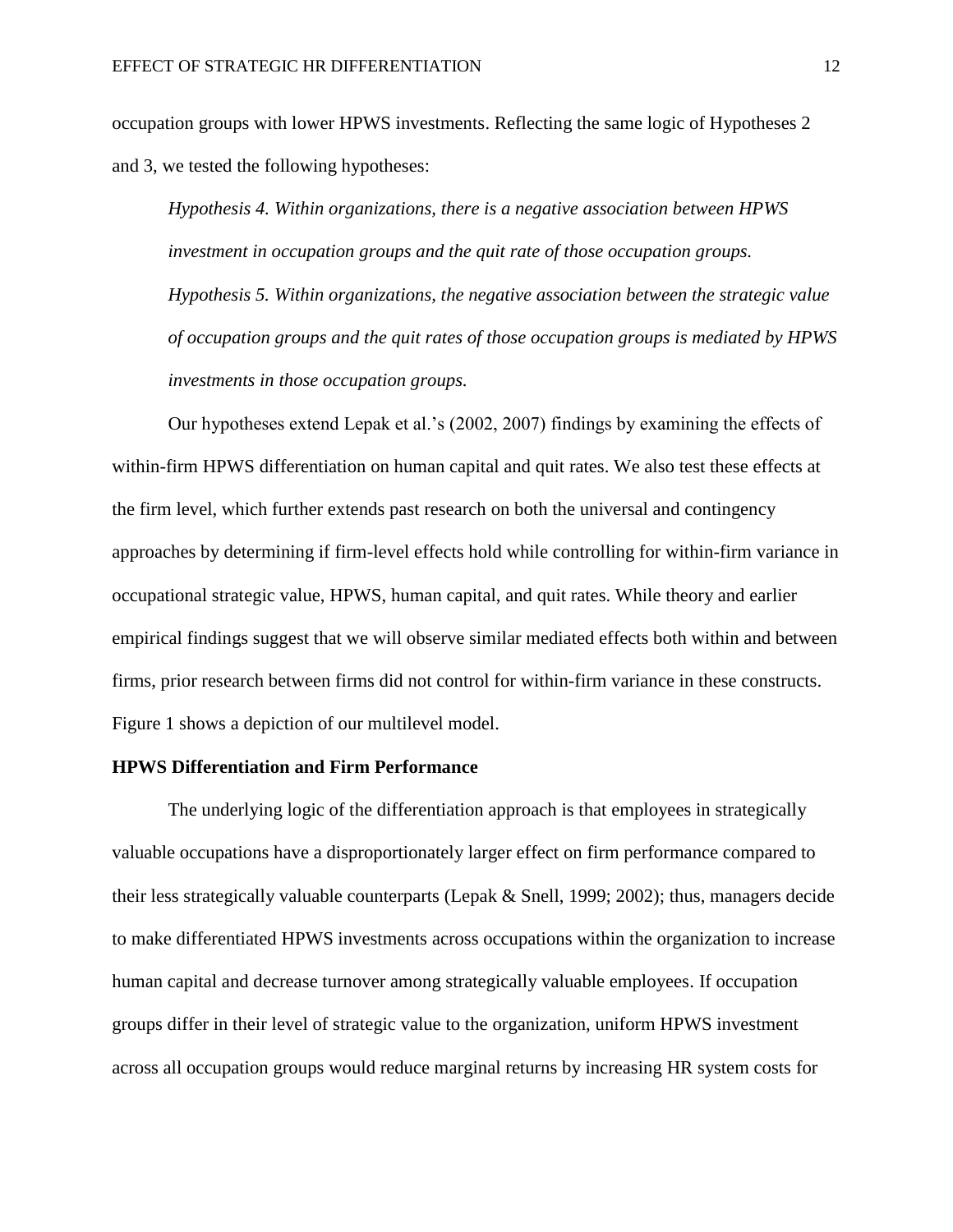occupation groups with lower HPWS investments. Reflecting the same logic of Hypotheses 2 and 3, we tested the following hypotheses:

*Hypothesis 4. Within organizations, there is a negative association between HPWS investment in occupation groups and the quit rate of those occupation groups.*

*Hypothesis 5. Within organizations, the negative association between the strategic value of occupation groups and the quit rates of those occupation groups is mediated by HPWS investments in those occupation groups.*

Our hypotheses extend Lepak et al.'s (2002, 2007) findings by examining the effects of within-firm HPWS differentiation on human capital and quit rates. We also test these effects at the firm level, which further extends past research on both the universal and contingency approaches by determining if firm-level effects hold while controlling for within-firm variance in occupational strategic value, HPWS, human capital, and quit rates. While theory and earlier empirical findings suggest that we will observe similar mediated effects both within and between firms, prior research between firms did not control for within-firm variance in these constructs. Figure 1 shows a depiction of our multilevel model.

**HPWS Differentiation and Firm Performance**

The underlying logic of the differentiation approach is that employees in strategically valuable occupations have a disproportionately larger effect on firm performance compared to their less strategically valuable counterparts (Lepak & Snell, 1999; 2002); thus, managers decide to make differentiated HPWS investments across occupations within the organization to increase human capital and decrease turnover among strategically valuable employees. If occupation groups differ in their level of strategic value to the organization, uniform HPWS investment across all occupation groups would reduce marginal returns by increasing HR system costs for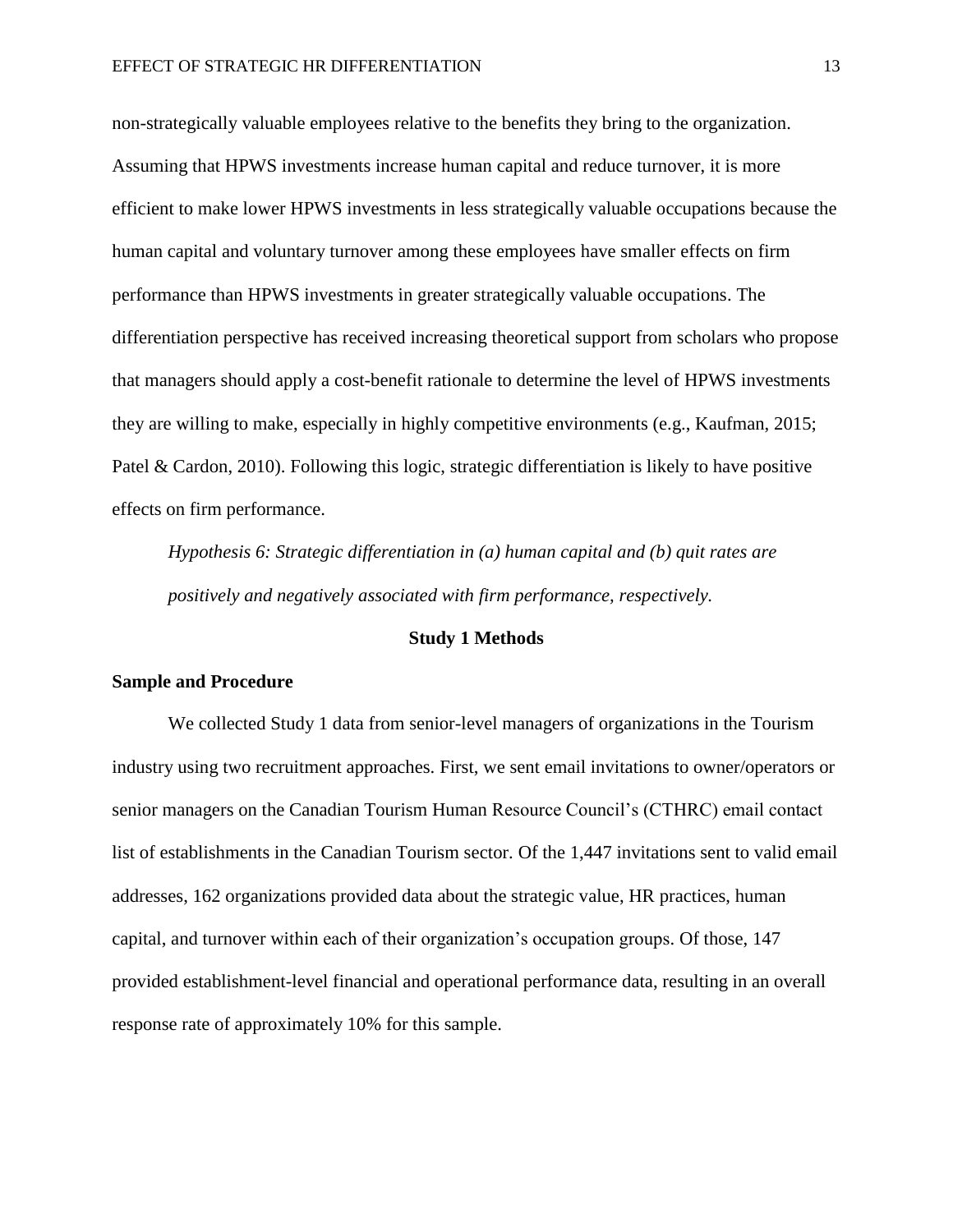non-strategically valuable employees relative to the benefits they bring to the organization. Assuming that HPWS investments increase human capital and reduce turnover, it is more efficient to make lower HPWS investments in less strategically valuable occupations because the human capital and voluntary turnover among these employees have smaller effects on firm performance than HPWS investments in greater strategically valuable occupations. The differentiation perspective has received increasing theoretical support from scholars who propose that managers should apply a cost-benefit rationale to determine the level of HPWS investments they are willing to make, especially in highly competitive environments (e.g., Kaufman, 2015; Patel & Cardon, 2010). Following this logic, strategic differentiation is likely to have positive effects on firm performance.

*Hypothesis 6: Strategic differentiation in (a) human capital and (b) quit rates are positively and negatively associated with firm performance, respectively.*

## Study 1 Methods

### Sample and Procedure

We collected Study 1 data from senior-level managers of organizations in the Tourism industry using two recruitment approaches. First, we sent email invitations to owner/operators or senior managers on the Canadian Tourism Human Resource Council's (CTHRC) email contact list of establishments in the Canadian Tourism sector. Of the 1,447 invitations sent to valid email addresses, 162 organizations provided data about the strategic value, HR practices, human capital, and turnover within each of their organization's occupation groups. Of those, 147 provided establishment-level financial and operational performance data, resulting in an overall response rate of approximately 10% for this sample.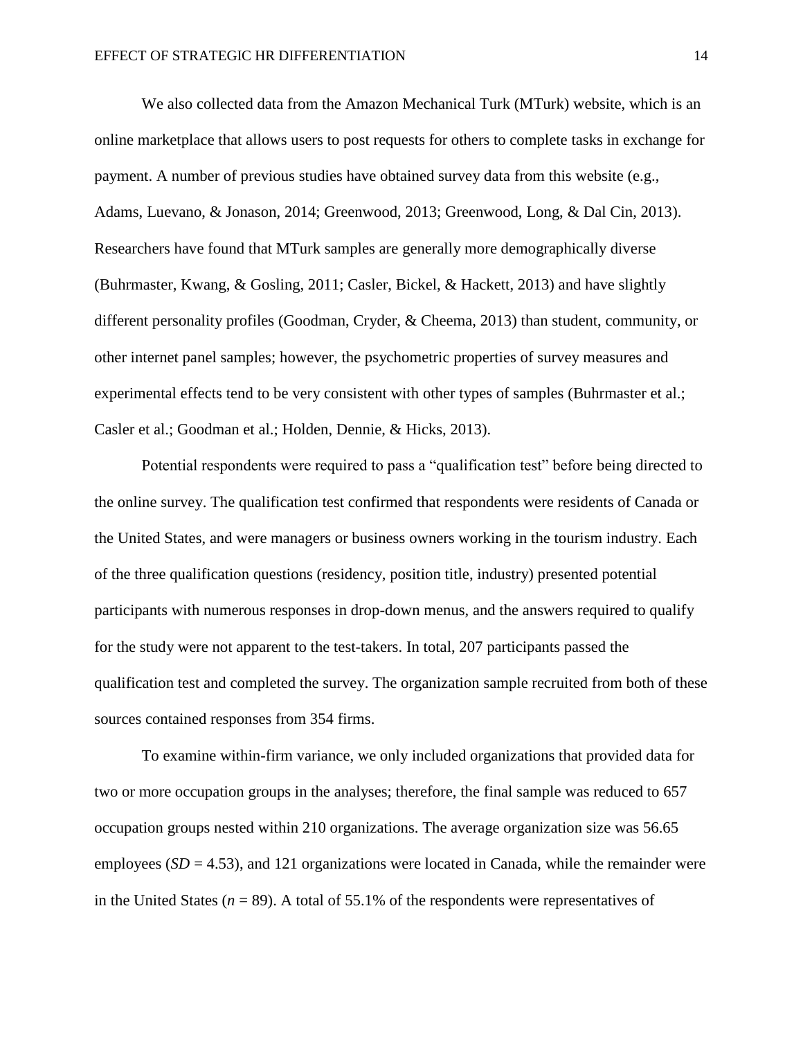We also collected data from the Amazon Mechanical Turk (MTurk) website, which is an online marketplace that allows users to post requests for others to complete tasks in exchange for payment. A number of previous studies have obtained survey data from this website (e.g., Adams, Luevano, & Jonason, 2014; Greenwood, 2013; Greenwood, Long, & Dal Cin, 2013). Researchers have found that MTurk samples are generally more demographically diverse (Buhrmaster, Kwang, & Gosling, 2011; Casler, Bickel, & Hackett, 2013) and have slightly different personality profiles (Goodman, Cryder, & Cheema, 2013) than student, community, or other internet panel samples; however, the psychometric properties of survey measures and experimental effects tend to be very consistent with other types of samples (Buhrmaster et al.; Casler et al.; Goodman et al.; Holden, Dennie, & Hicks, 2013).

Potential respondents were required to pass a "qualification test" before being directed to the online survey. The qualification test confirmed that respondents were residents of Canada or the United States, and were managers or business owners working in the tourism industry. Each of the three qualification questions (residency, position title, industry) presented potential participants with numerous responses in drop-down menus, and the answers required to qualify for the study were not apparent to the test-takers. In total, 207 participants passed the qualification test and completed the survey. The organization sample recruited from both of these sources contained responses from 354 firms.

To examine within-firm variance, we only included organizations that provided data for two or more occupation groups in the analyses; therefore, the final sample was reduced to 657 occupation groups nested within 210 organizations. The average organization size was 56.65 employees ($SD$ = 4.53), and 121 organizations were located in Canada, while the remainder were in the United States ($n$ = 89). A total of 55.1% of the respondents were representatives of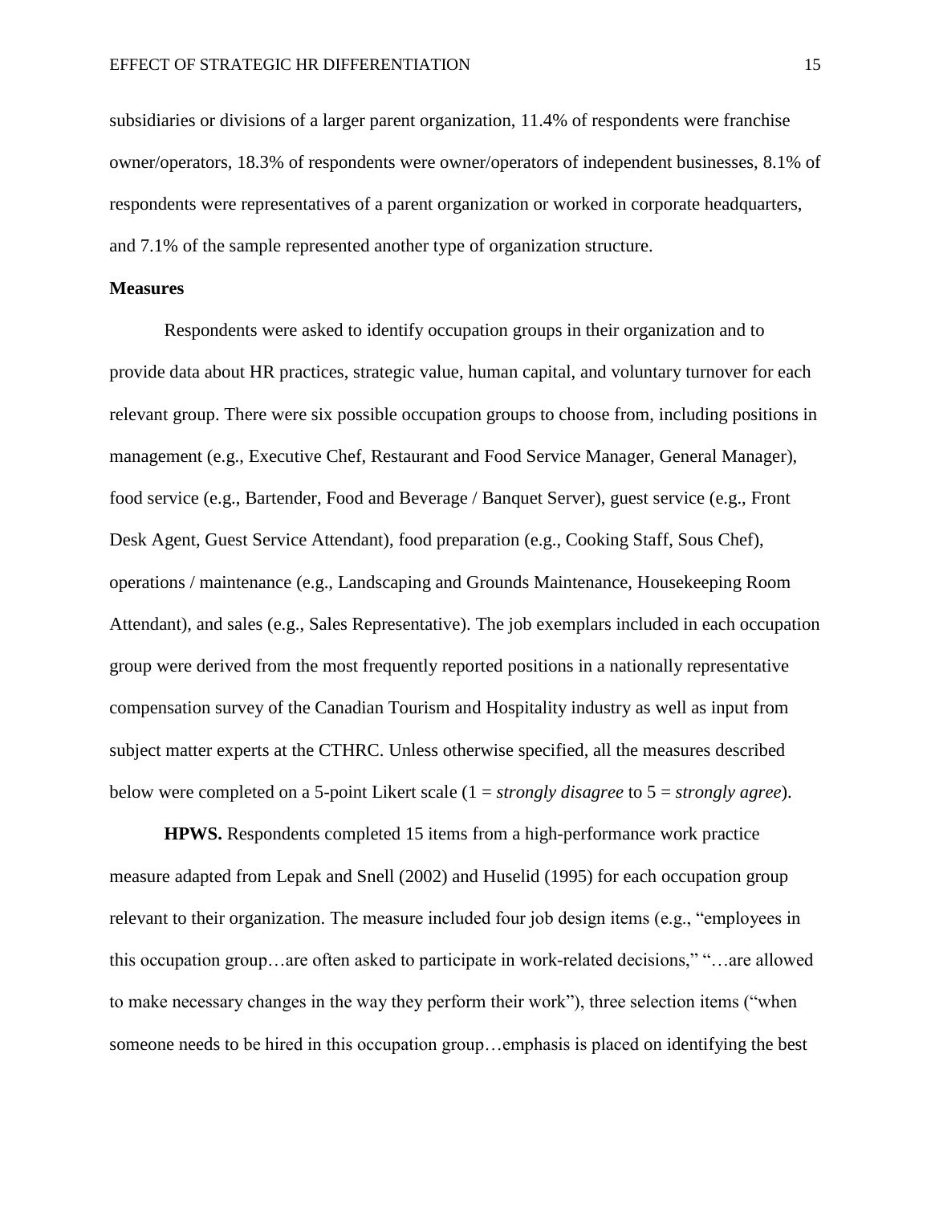subsidiaries or divisions of a larger parent organization, 11.4% of respondents were franchise owner/operators, 18.3% of respondents were owner/operators of independent businesses, 8.1% of respondents were representatives of a parent organization or worked in corporate headquarters, and 7.1% of the sample represented another type of organization structure.

**Measures**

Respondents were asked to identify occupation groups in their organization and to provide data about HR practices, strategic value, human capital, and voluntary turnover for each relevant group. There were six possible occupation groups to choose from, including positions in management (e.g., Executive Chef, Restaurant and Food Service Manager, General Manager), food service (e.g., Bartender, Food and Beverage / Banquet Server), guest service (e.g., Front Desk Agent, Guest Service Attendant), food preparation (e.g., Cooking Staff, Sous Chef), operations / maintenance (e.g., Landscaping and Grounds Maintenance, Housekeeping Room Attendant), and sales (e.g., Sales Representative). The job exemplars included in each occupation group were derived from the most frequently reported positions in a nationally representative compensation survey of the Canadian Tourism and Hospitality industry as well as input from subject matter experts at the CTHRC. Unless otherwise specified, all the measures described below were completed on a 5-point Likert scale (1 = *strongly disagree* to 5 = *strongly agree*).

**HPWS.** Respondents completed 15 items from a high-performance work practice measure adapted from Lepak and Snell (2002) and Huselid (1995) for each occupation group relevant to their organization. The measure included four job design items (e.g., "employees in this occupation group…are often asked to participate in work-related decisions," "…are allowed to make necessary changes in the way they perform their work"), three selection items ("when someone needs to be hired in this occupation group…emphasis is placed on identifying the best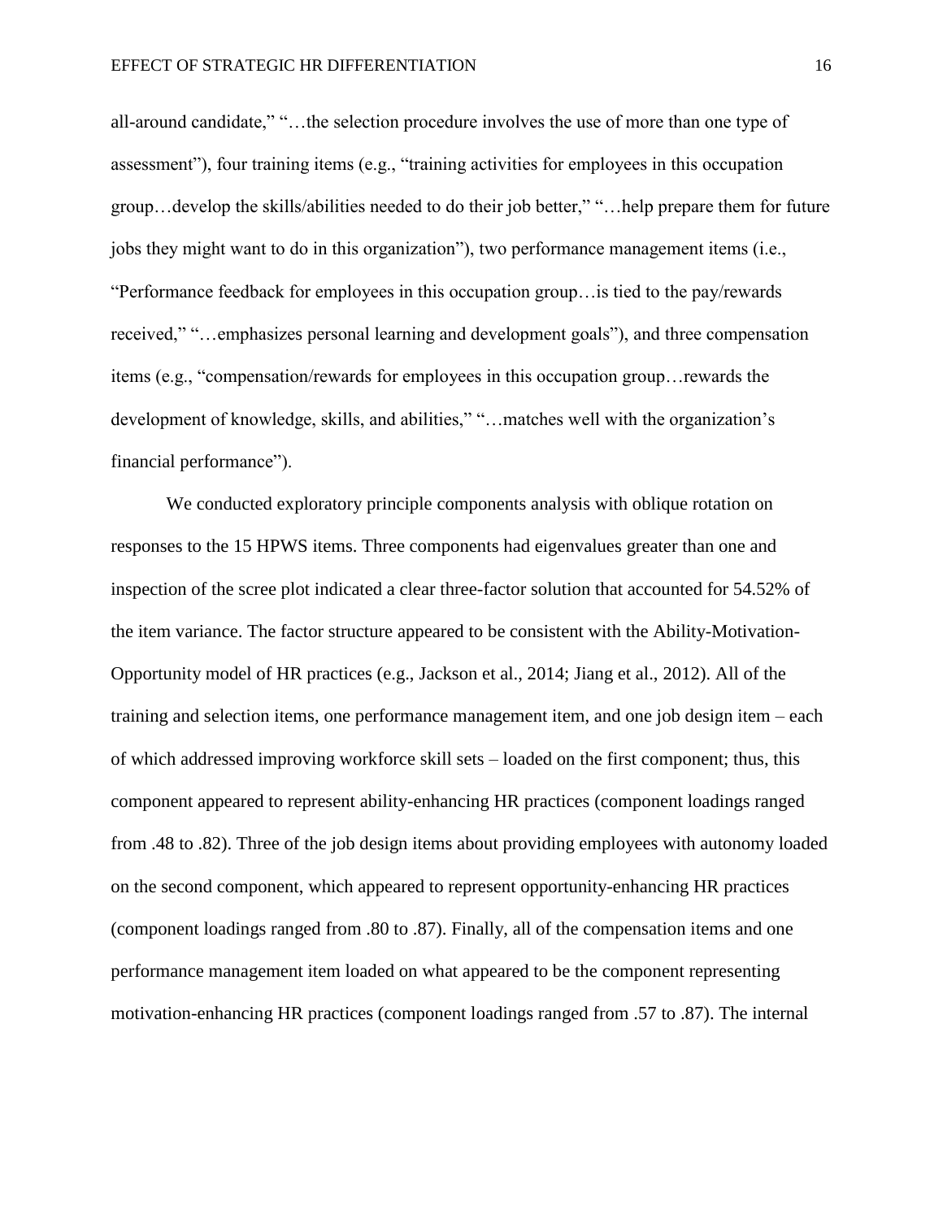all-around candidate," "…the selection procedure involves the use of more than one type of assessment"), four training items (e.g., "training activities for employees in this occupation group…develop the skills/abilities needed to do their job better," "…help prepare them for future jobs they might want to do in this organization"), two performance management items (i.e., "Performance feedback for employees in this occupation group…is tied to the pay/rewards received," "…emphasizes personal learning and development goals"), and three compensation items (e.g., "compensation/rewards for employees in this occupation group…rewards the development of knowledge, skills, and abilities," "…matches well with the organization's financial performance").

We conducted exploratory principle components analysis with oblique rotation on responses to the 15 HPWS items. Three components had eigenvalues greater than one and inspection of the scree plot indicated a clear three-factor solution that accounted for 54.52% of the item variance. The factor structure appeared to be consistent with the Ability-Motivation-Opportunity model of HR practices (e.g., Jackson et al., 2014; Jiang et al., 2012). All of the training and selection items, one performance management item, and one job design item – each of which addressed improving workforce skill sets – loaded on the first component; thus, this component appeared to represent ability-enhancing HR practices (component loadings ranged from .48 to .82). Three of the job design items about providing employees with autonomy loaded on the second component, which appeared to represent opportunity-enhancing HR practices (component loadings ranged from .80 to .87). Finally, all of the compensation items and one performance management item loaded on what appeared to be the component representing motivation-enhancing HR practices (component loadings ranged from .57 to .87). The internal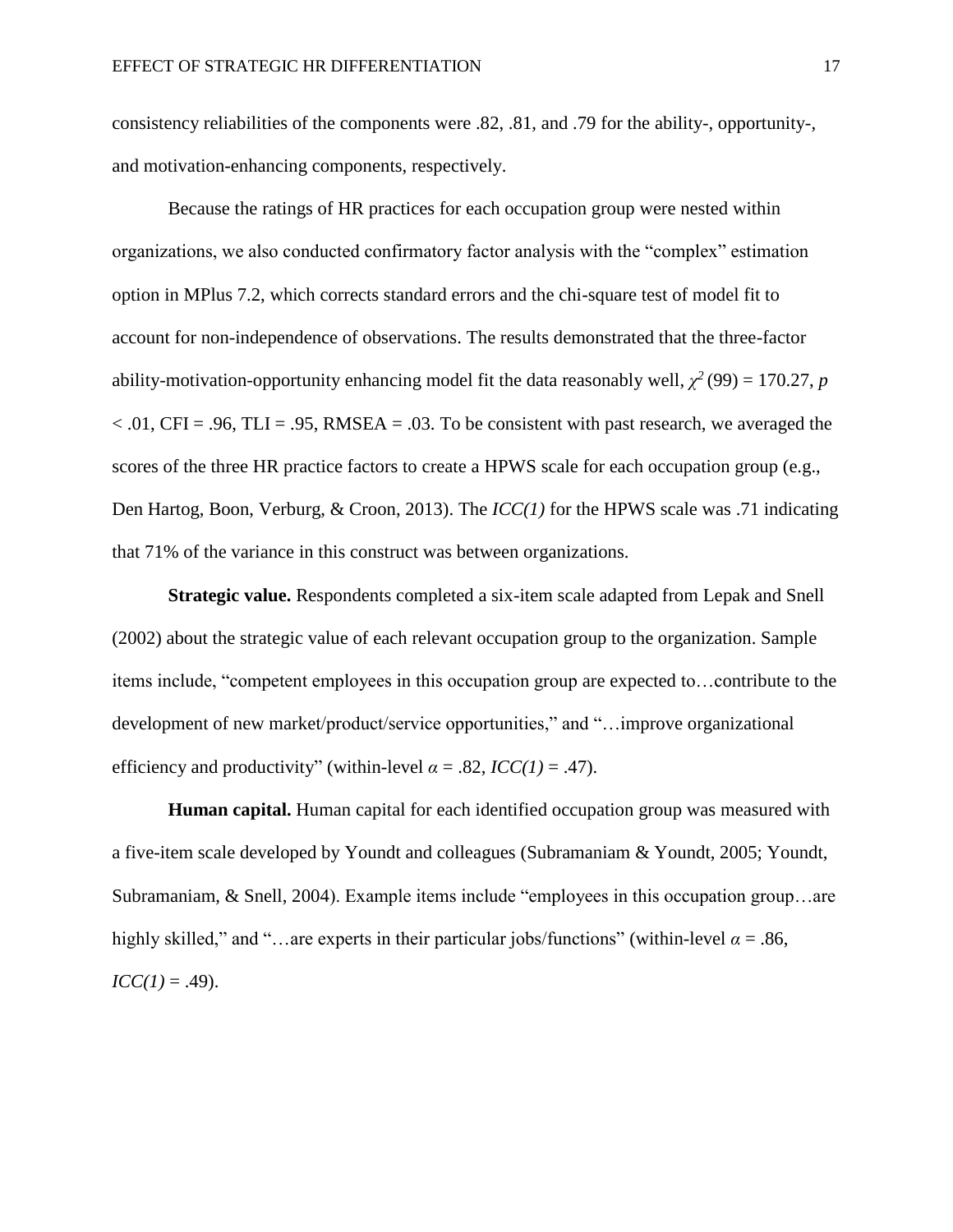consistency reliabilities of the components were .82, .81, and .79 for the ability-, opportunity-, and motivation-enhancing components, respectively.

Because the ratings of HR practices for each occupation group were nested within organizations, we also conducted confirmatory factor analysis with the "complex" estimation option in MPlus 7.2, which corrects standard errors and the chi-square test of model fit to account for non-independence of observations. The results demonstrated that the three-factor ability-motivation-opportunity enhancing model fit the data reasonably well, $\chi^2(99) = 170.27$, $p < .01$, CFI = .96, TLI = .95, RMSEA = .03. To be consistent with past research, we averaged the scores of the three HR practice factors to create a HPWS scale for each occupation group (e.g., Den Hartog, Boon, Verburg, & Croon, 2013). The *ICC(1)* for the HPWS scale was .71 indicating that 71% of the variance in this construct was between organizations.

**Strategic value.** Respondents completed a six-item scale adapted from Lepak and Snell (2002) about the strategic value of each relevant occupation group to the organization. Sample items include, "competent employees in this occupation group are expected to…contribute to the development of new market/product/service opportunities," and "…improve organizational efficiency and productivity" (within-level $\alpha = .82$, *ICC(1)* = .47).

**Human capital.** Human capital for each identified occupation group was measured with a five-item scale developed by Youndt and colleagues (Subramaniam & Youndt, 2005; Youndt, Subramaniam, & Snell, 2004). Example items include "employees in this occupation group…are highly skilled," and "…are experts in their particular jobs/functions" (within-level $\alpha = .86$, *ICC(1)* = .49).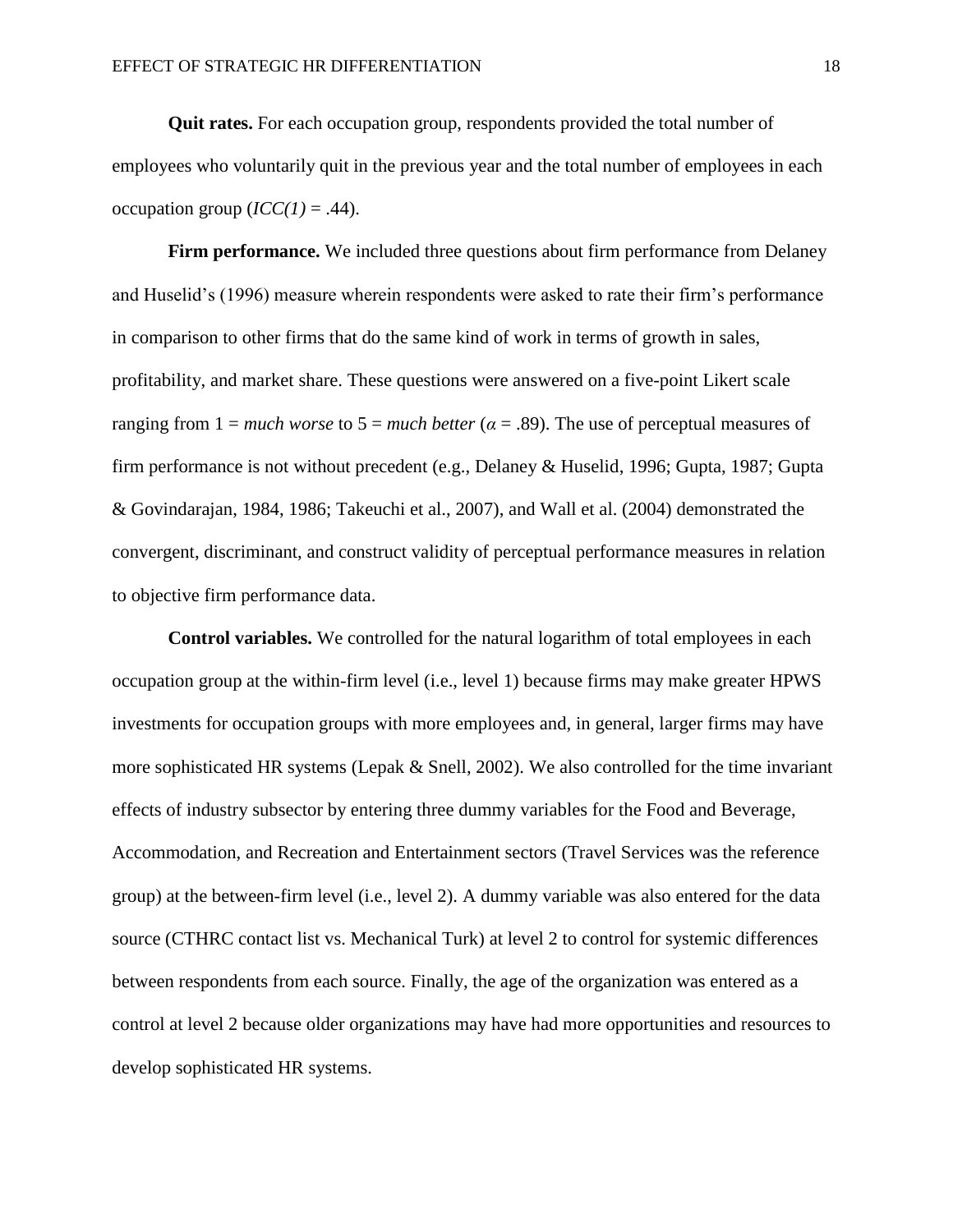**Quit rates.** For each occupation group, respondents provided the total number of employees who voluntarily quit in the previous year and the total number of employees in each occupation group ($ICC(1) = .44$).

**Firm performance.** We included three questions about firm performance from Delaney and Huselid's (1996) measure wherein respondents were asked to rate their firm's performance in comparison to other firms that do the same kind of work in terms of growth in sales, profitability, and market share. These questions were answered on a five-point Likert scale ranging from 1 = *much worse* to 5 = *much better* ($\alpha = .89$). The use of perceptual measures of firm performance is not without precedent (e.g., Delaney & Huselid, 1996; Gupta, 1987; Gupta & Govindarajan, 1984, 1986; Takeuchi et al., 2007), and Wall et al. (2004) demonstrated the convergent, discriminant, and construct validity of perceptual performance measures in relation to objective firm performance data.

**Control variables.** We controlled for the natural logarithm of total employees in each occupation group at the within-firm level (i.e., level 1) because firms may make greater HPWS investments for occupation groups with more employees and, in general, larger firms may have more sophisticated HR systems (Lepak & Snell, 2002). We also controlled for the time invariant effects of industry subsector by entering three dummy variables for the Food and Beverage, Accommodation, and Recreation and Entertainment sectors (Travel Services was the reference group) at the between-firm level (i.e., level 2). A dummy variable was also entered for the data source (CTHRC contact list vs. Mechanical Turk) at level 2 to control for systemic differences between respondents from each source. Finally, the age of the organization was entered as a control at level 2 because older organizations may have had more opportunities and resources to develop sophisticated HR systems.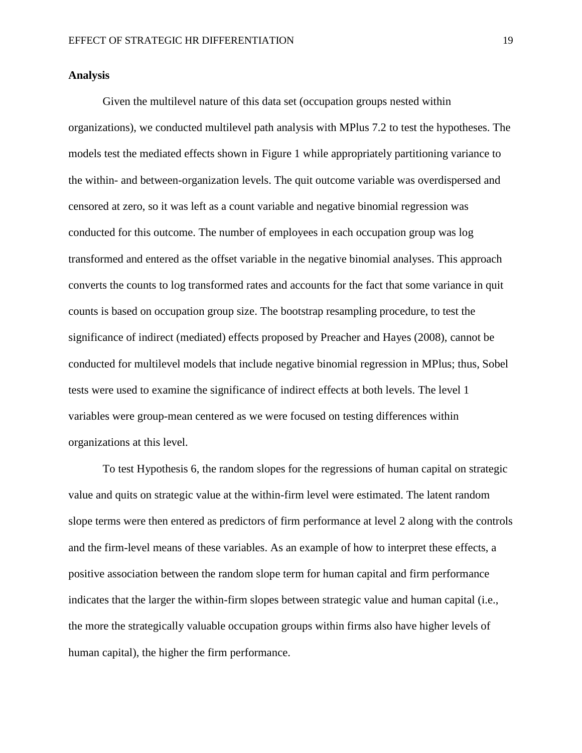## Analysis

Given the multilevel nature of this data set (occupation groups nested within organizations), we conducted multilevel path analysis with MPlus 7.2 to test the hypotheses. The models test the mediated effects shown in Figure 1 while appropriately partitioning variance to the within- and between-organization levels. The quit outcome variable was overdispersed and censored at zero, so it was left as a count variable and negative binomial regression was conducted for this outcome. The number of employees in each occupation group was log transformed and entered as the offset variable in the negative binomial analyses. This approach converts the counts to log transformed rates and accounts for the fact that some variance in quit counts is based on occupation group size. The bootstrap resampling procedure, to test the significance of indirect (mediated) effects proposed by Preacher and Hayes (2008), cannot be conducted for multilevel models that include negative binomial regression in MPlus; thus, Sobel tests were used to examine the significance of indirect effects at both levels. The level 1 variables were group-mean centered as we were focused on testing differences within organizations at this level.

To test Hypothesis 6, the random slopes for the regressions of human capital on strategic value and quits on strategic value at the within-firm level were estimated. The latent random slope terms were then entered as predictors of firm performance at level 2 along with the controls and the firm-level means of these variables. As an example of how to interpret these effects, a positive association between the random slope term for human capital and firm performance indicates that the larger the within-firm slopes between strategic value and human capital (i.e., the more the strategically valuable occupation groups within firms also have higher levels of human capital), the higher the firm performance.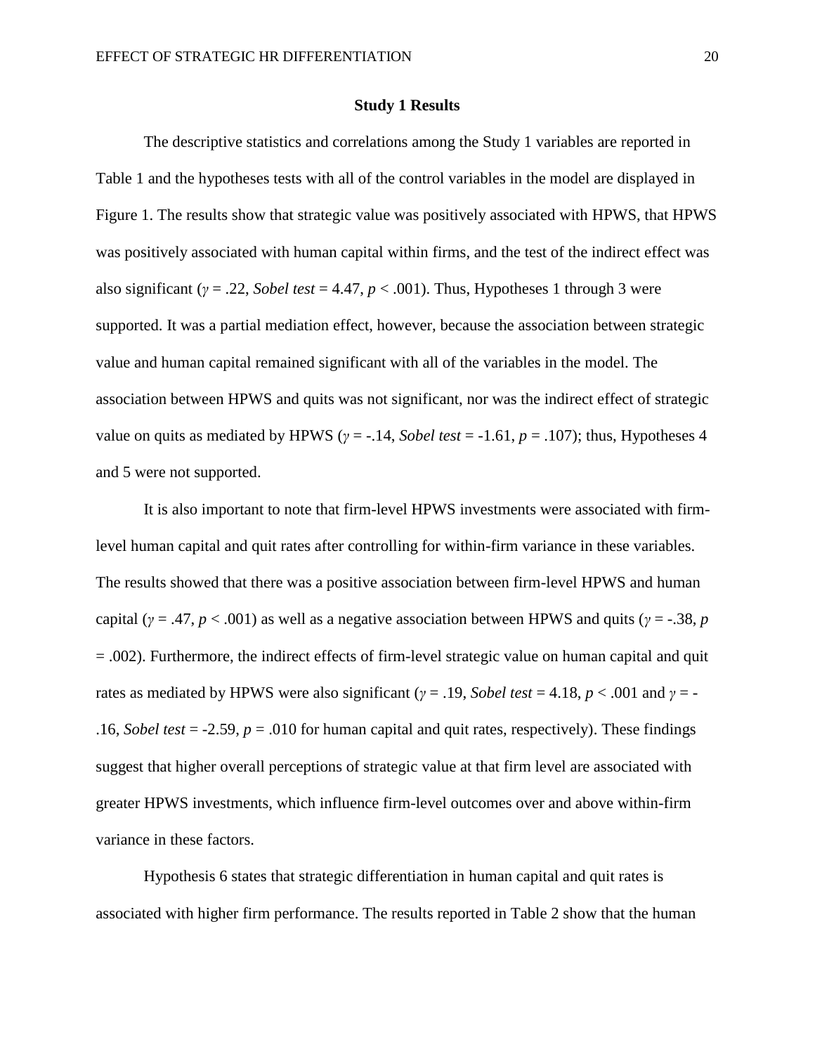## Study 1 Results

The descriptive statistics and correlations among the Study 1 variables are reported in Table 1 and the hypotheses tests with all of the control variables in the model are displayed in Figure 1. The results show that strategic value was positively associated with HPWS, that HPWS was positively associated with human capital within firms, and the test of the indirect effect was also significant ($\gamma = .22$, *Sobel test* = 4.47, $p < .001$). Thus, Hypotheses 1 through 3 were supported. It was a partial mediation effect, however, because the association between strategic value and human capital remained significant with all of the variables in the model. The association between HPWS and quits was not significant, nor was the indirect effect of strategic value on quits as mediated by HPWS ($\gamma = -.14$, *Sobel test* = -1.61, $p = .107$); thus, Hypotheses 4 and 5 were not supported.

It is also important to note that firm-level HPWS investments were associated with firm-level human capital and quit rates after controlling for within-firm variance in these variables. The results showed that there was a positive association between firm-level HPWS and human capital ($\gamma = .47$, $p < .001$) as well as a negative association between HPWS and quits ($\gamma = -.38$, $p = .002$). Furthermore, the indirect effects of firm-level strategic value on human capital and quit rates as mediated by HPWS were also significant ($\gamma = .19$, *Sobel test* = 4.18, $p < .001$ and $\gamma = -.16$, *Sobel test* = -2.59, $p = .010$ for human capital and quit rates, respectively). These findings suggest that higher overall perceptions of strategic value at that firm level are associated with greater HPWS investments, which influence firm-level outcomes over and above within-firm variance in these factors.

Hypothesis 6 states that strategic differentiation in human capital and quit rates is associated with higher firm performance. The results reported in Table 2 show that the human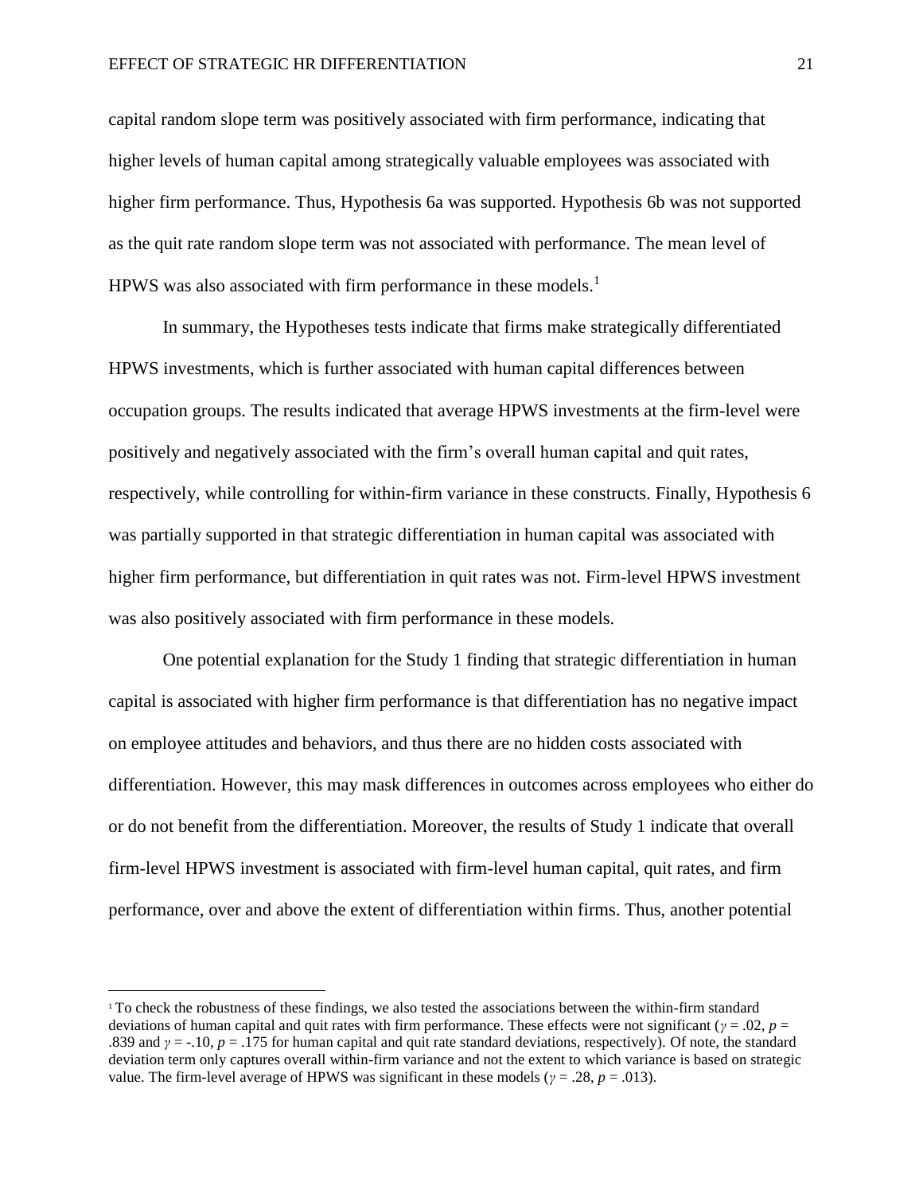capital random slope term was positively associated with firm performance, indicating that higher levels of human capital among strategically valuable employees was associated with higher firm performance. Thus, Hypothesis 6a was supported. Hypothesis 6b was not supported as the quit rate random slope term was not associated with performance. The mean level of HPWS was also associated with firm performance in these models.[1]

In summary, the Hypotheses tests indicate that firms make strategically differentiated HPWS investments, which is further associated with human capital differences between occupation groups. The results indicated that average HPWS investments at the firm-level were positively and negatively associated with the firm's overall human capital and quit rates, respectively, while controlling for within-firm variance in these constructs. Finally, Hypothesis 6 was partially supported in that strategic differentiation in human capital was associated with higher firm performance, but differentiation in quit rates was not. Firm-level HPWS investment was also positively associated with firm performance in these models.

One potential explanation for the Study 1 finding that strategic differentiation in human capital is associated with higher firm performance is that differentiation has no negative impact on employee attitudes and behaviors, and thus there are no hidden costs associated with differentiation. However, this may mask differences in outcomes across employees who either do or do not benefit from the differentiation. Moreover, the results of Study 1 indicate that overall firm-level HPWS investment is associated with firm-level human capital, quit rates, and firm performance, over and above the extent of differentiation within firms. Thus, another potential

---

[1] To check the robustness of these findings, we also tested the associations between the within-firm standard deviations of human capital and quit rates with firm performance. These effects were not significant ($\gamma = .02$, $p = .839$ and $\gamma = -.10$, $p = .175$ for human capital and quit rate standard deviations, respectively). Of note, the standard deviation term only captures overall within-firm variance and not the extent to which variance is based on strategic value. The firm-level average of HPWS was significant in these models ($\gamma = .28$, $p = .013$).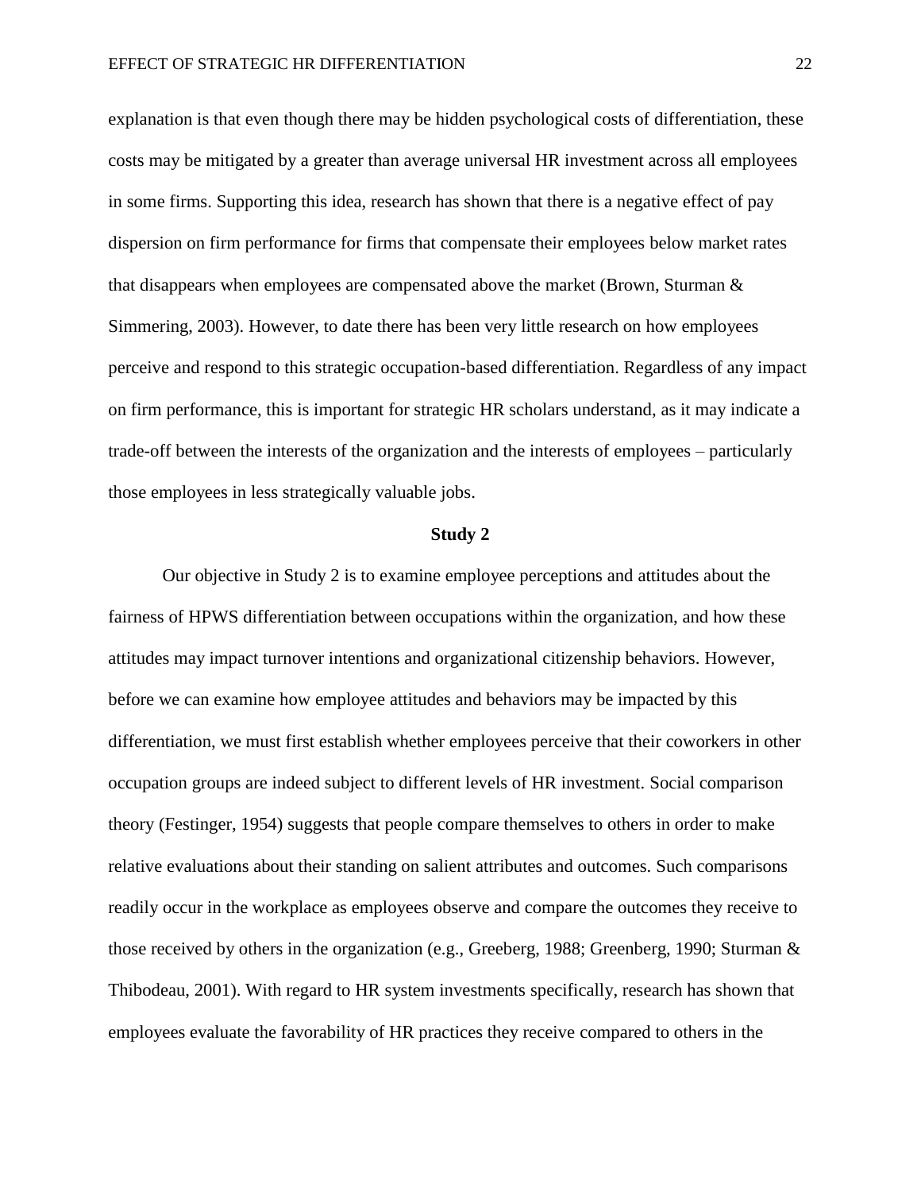explanation is that even though there may be hidden psychological costs of differentiation, these costs may be mitigated by a greater than average universal HR investment across all employees in some firms. Supporting this idea, research has shown that there is a negative effect of pay dispersion on firm performance for firms that compensate their employees below market rates that disappears when employees are compensated above the market (Brown, Sturman & Simmering, 2003). However, to date there has been very little research on how employees perceive and respond to this strategic occupation-based differentiation. Regardless of any impact on firm performance, this is important for strategic HR scholars understand, as it may indicate a trade-off between the interests of the organization and the interests of employees – particularly those employees in less strategically valuable jobs.

## Study 2

Our objective in Study 2 is to examine employee perceptions and attitudes about the fairness of HPWS differentiation between occupations within the organization, and how these attitudes may impact turnover intentions and organizational citizenship behaviors. However, before we can examine how employee attitudes and behaviors may be impacted by this differentiation, we must first establish whether employees perceive that their coworkers in other occupation groups are indeed subject to different levels of HR investment. Social comparison theory (Festinger, 1954) suggests that people compare themselves to others in order to make relative evaluations about their standing on salient attributes and outcomes. Such comparisons readily occur in the workplace as employees observe and compare the outcomes they receive to those received by others in the organization (e.g., Greeberg, 1988; Greenberg, 1990; Sturman & Thibodeau, 2001). With regard to HR system investments specifically, research has shown that employees evaluate the favorability of HR practices they receive compared to others in the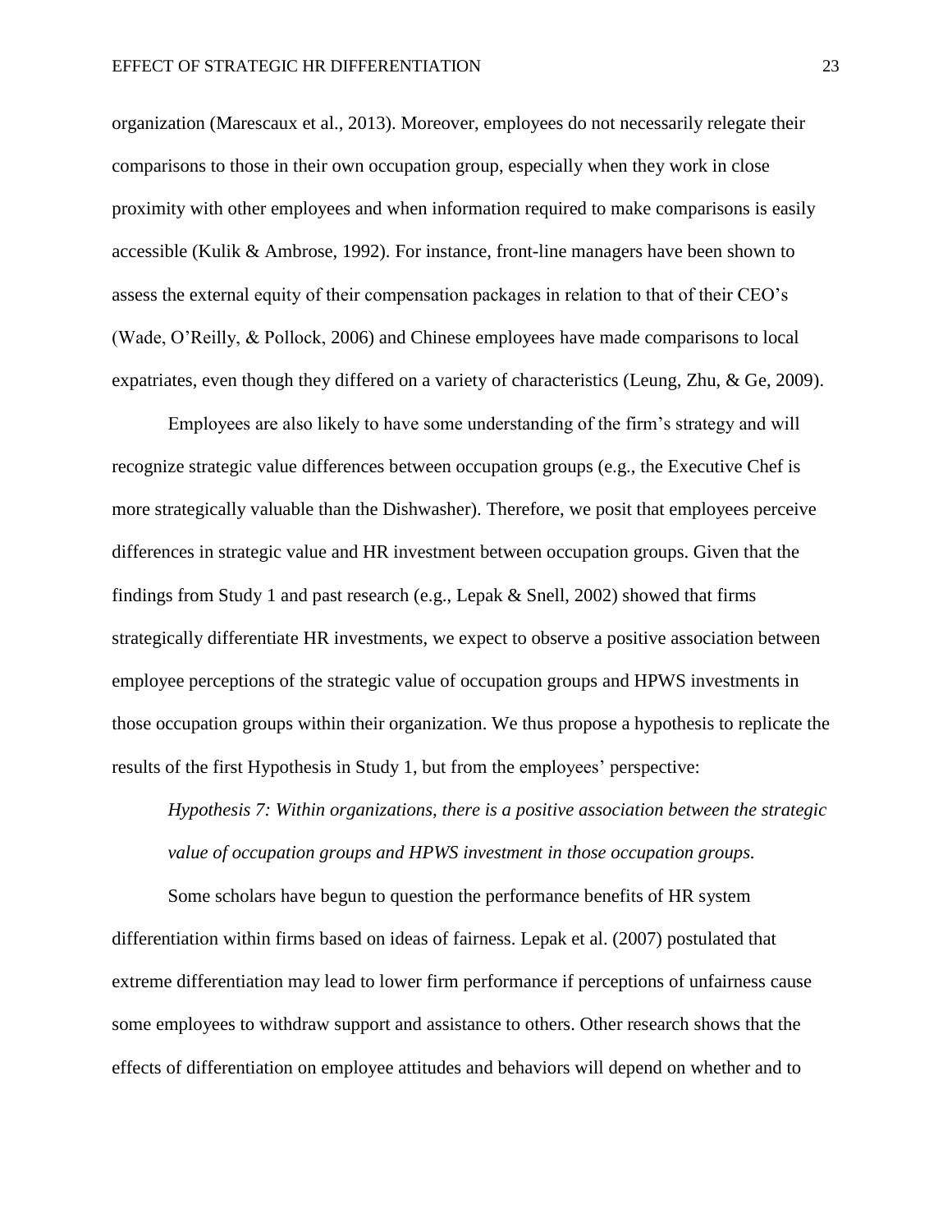organization (Marescaux et al., 2013). Moreover, employees do not necessarily relegate their comparisons to those in their own occupation group, especially when they work in close proximity with other employees and when information required to make comparisons is easily accessible (Kulik & Ambrose, 1992). For instance, front-line managers have been shown to assess the external equity of their compensation packages in relation to that of their CEO's (Wade, O'Reilly, & Pollock, 2006) and Chinese employees have made comparisons to local expatriates, even though they differed on a variety of characteristics (Leung, Zhu, & Ge, 2009).

Employees are also likely to have some understanding of the firm's strategy and will recognize strategic value differences between occupation groups (e.g., the Executive Chef is more strategically valuable than the Dishwasher). Therefore, we posit that employees perceive differences in strategic value and HR investment between occupation groups. Given that the findings from Study 1 and past research (e.g., Lepak & Snell, 2002) showed that firms strategically differentiate HR investments, we expect to observe a positive association between employee perceptions of the strategic value of occupation groups and HPWS investments in those occupation groups within their organization. We thus propose a hypothesis to replicate the results of the first Hypothesis in Study 1, but from the employees' perspective:

*Hypothesis 7: Within organizations, there is a positive association between the strategic value of occupation groups and HPWS investment in those occupation groups.*

Some scholars have begun to question the performance benefits of HR system differentiation within firms based on ideas of fairness. Lepak et al. (2007) postulated that extreme differentiation may lead to lower firm performance if perceptions of unfairness cause some employees to withdraw support and assistance to others. Other research shows that the effects of differentiation on employee attitudes and behaviors will depend on whether and to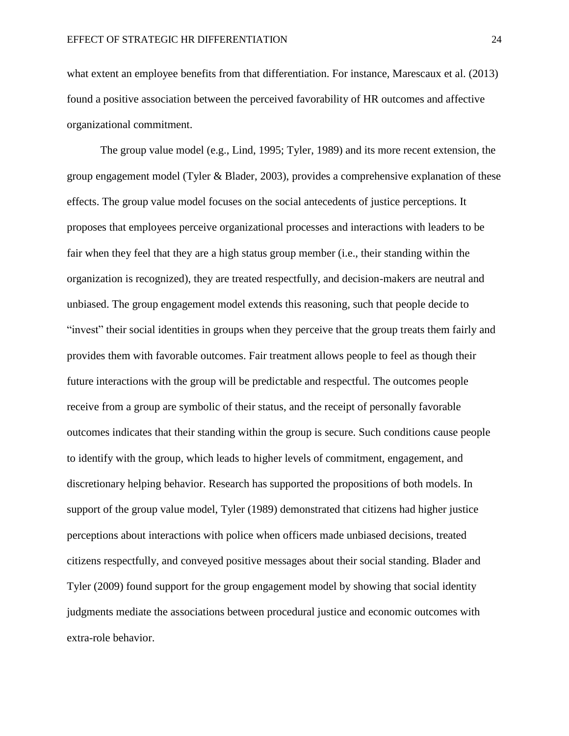what extent an employee benefits from that differentiation. For instance, Marescaux et al. (2013) found a positive association between the perceived favorability of HR outcomes and affective organizational commitment.

The group value model (e.g., Lind, 1995; Tyler, 1989) and its more recent extension, the group engagement model (Tyler & Blader, 2003), provides a comprehensive explanation of these effects. The group value model focuses on the social antecedents of justice perceptions. It proposes that employees perceive organizational processes and interactions with leaders to be fair when they feel that they are a high status group member (i.e., their standing within the organization is recognized), they are treated respectfully, and decision-makers are neutral and unbiased. The group engagement model extends this reasoning, such that people decide to "invest" their social identities in groups when they perceive that the group treats them fairly and provides them with favorable outcomes. Fair treatment allows people to feel as though their future interactions with the group will be predictable and respectful. The outcomes people receive from a group are symbolic of their status, and the receipt of personally favorable outcomes indicates that their standing within the group is secure. Such conditions cause people to identify with the group, which leads to higher levels of commitment, engagement, and discretionary helping behavior. Research has supported the propositions of both models. In support of the group value model, Tyler (1989) demonstrated that citizens had higher justice perceptions about interactions with police when officers made unbiased decisions, treated citizens respectfully, and conveyed positive messages about their social standing. Blader and Tyler (2009) found support for the group engagement model by showing that social identity judgments mediate the associations between procedural justice and economic outcomes with extra-role behavior.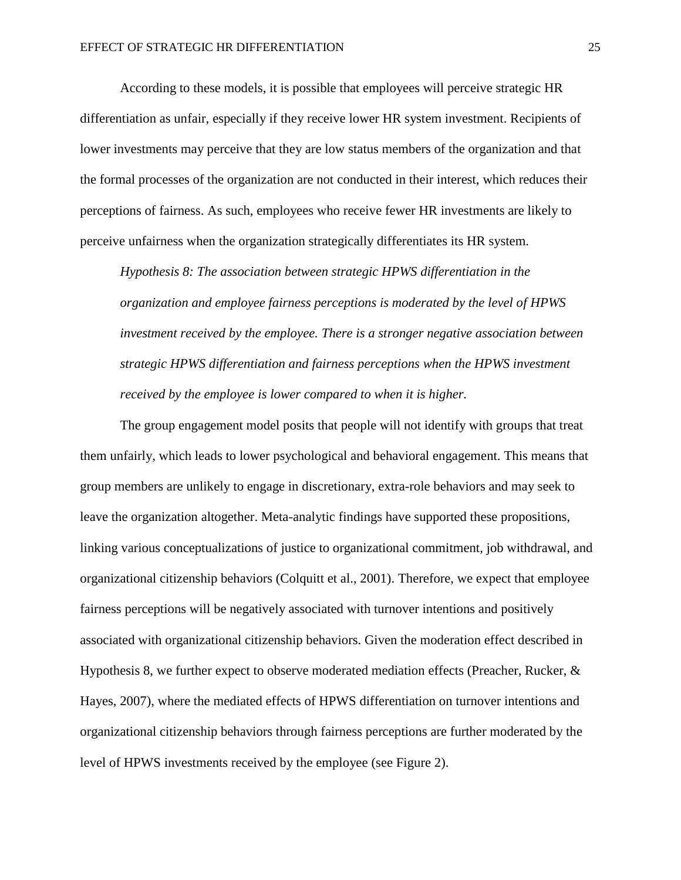According to these models, it is possible that employees will perceive strategic HR differentiation as unfair, especially if they receive lower HR system investment. Recipients of lower investments may perceive that they are low status members of the organization and that the formal processes of the organization are not conducted in their interest, which reduces their perceptions of fairness. As such, employees who receive fewer HR investments are likely to perceive unfairness when the organization strategically differentiates its HR system.

*Hypothesis 8: The association between strategic HPWS differentiation in the organization and employee fairness perceptions is moderated by the level of HPWS investment received by the employee. There is a stronger negative association between strategic HPWS differentiation and fairness perceptions when the HPWS investment received by the employee is lower compared to when it is higher.*

The group engagement model posits that people will not identify with groups that treat them unfairly, which leads to lower psychological and behavioral engagement. This means that group members are unlikely to engage in discretionary, extra-role behaviors and may seek to leave the organization altogether. Meta-analytic findings have supported these propositions, linking various conceptualizations of justice to organizational commitment, job withdrawal, and organizational citizenship behaviors (Colquitt et al., 2001). Therefore, we expect that employee fairness perceptions will be negatively associated with turnover intentions and positively associated with organizational citizenship behaviors. Given the moderation effect described in Hypothesis 8, we further expect to observe moderated mediation effects (Preacher, Rucker, & Hayes, 2007), where the mediated effects of HPWS differentiation on turnover intentions and organizational citizenship behaviors through fairness perceptions are further moderated by the level of HPWS investments received by the employee (see Figure 2).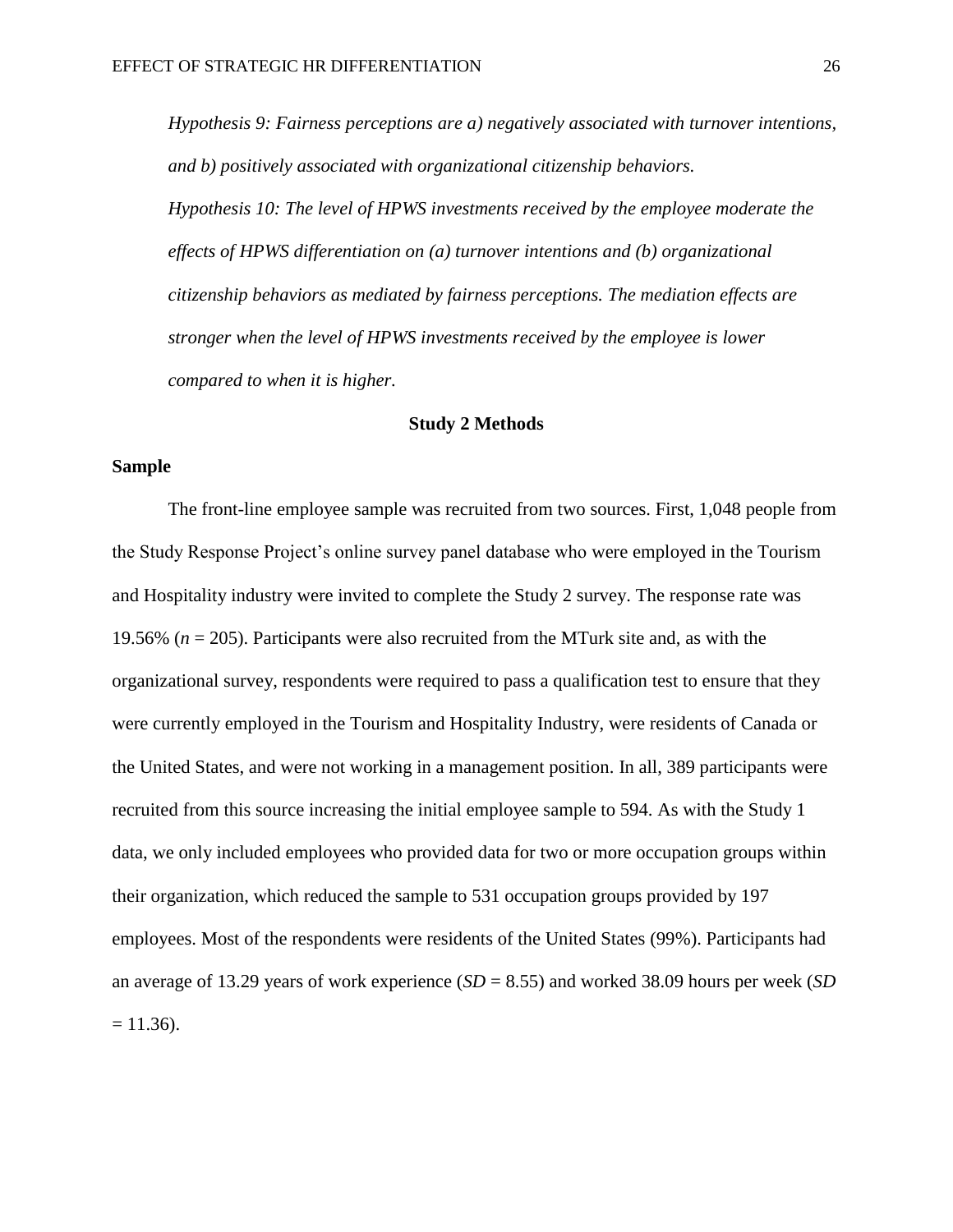*Hypothesis 9: Fairness perceptions are a) negatively associated with turnover intentions, and b) positively associated with organizational citizenship behaviors.*

*Hypothesis 10: The level of HPWS investments received by the employee moderate the effects of HPWS differentiation on (a) turnover intentions and (b) organizational citizenship behaviors as mediated by fairness perceptions. The mediation effects are stronger when the level of HPWS investments received by the employee is lower compared to when it is higher.*

## Study 2 Methods

### Sample

The front-line employee sample was recruited from two sources. First, 1,048 people from the Study Response Project's online survey panel database who were employed in the Tourism and Hospitality industry were invited to complete the Study 2 survey. The response rate was 19.56% ($n$ = 205). Participants were also recruited from the MTurk site and, as with the organizational survey, respondents were required to pass a qualification test to ensure that they were currently employed in the Tourism and Hospitality Industry, were residents of Canada or the United States, and were not working in a management position. In all, 389 participants were recruited from this source increasing the initial employee sample to 594. As with the Study 1 data, we only included employees who provided data for two or more occupation groups within their organization, which reduced the sample to 531 occupation groups provided by 197 employees. Most of the respondents were residents of the United States (99%). Participants had an average of 13.29 years of work experience ($SD$ = 8.55) and worked 38.09 hours per week ($SD$ = 11.36).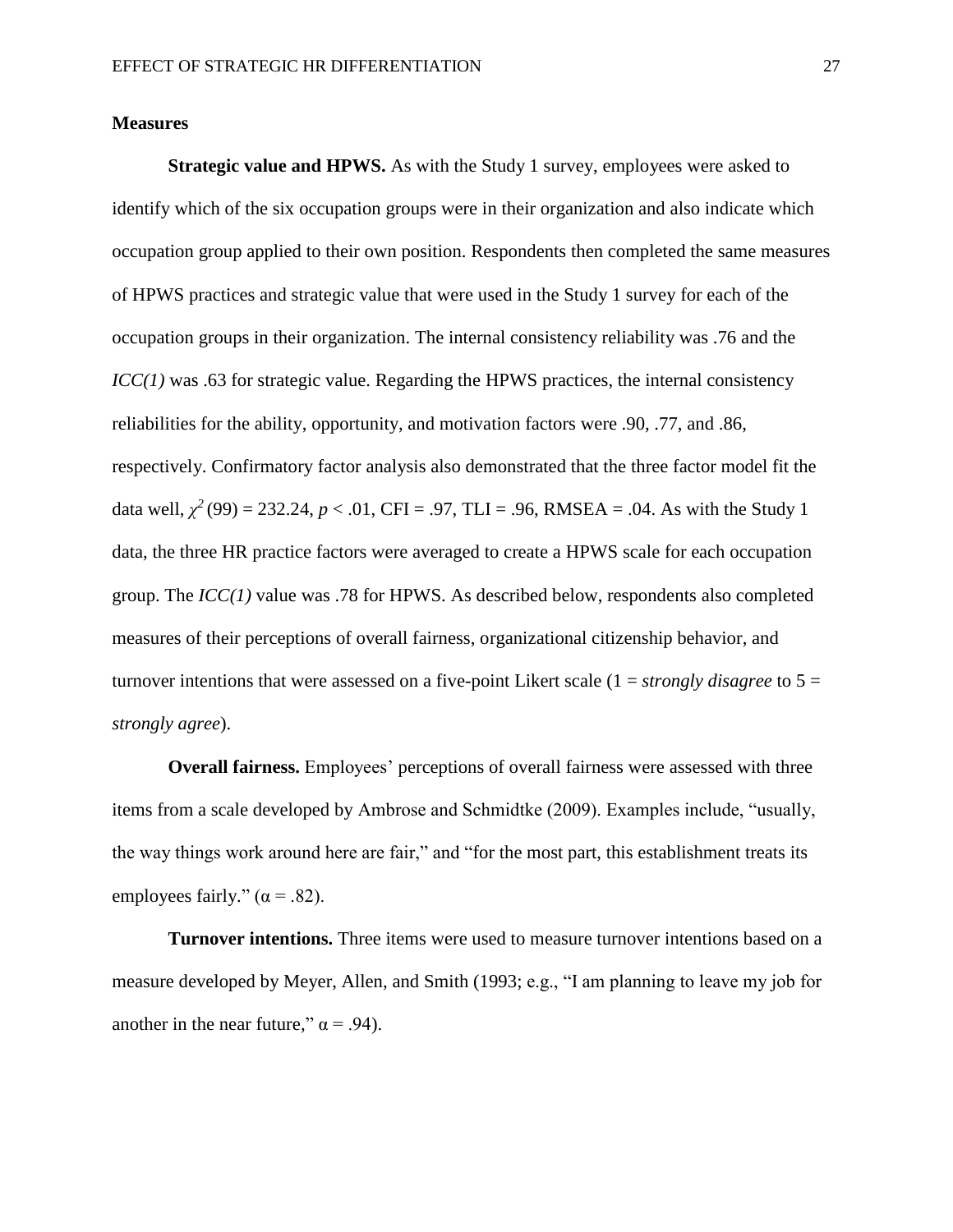## Measures

**Strategic value and HPWS.** As with the Study 1 survey, employees were asked to identify which of the six occupation groups were in their organization and also indicate which occupation group applied to their own position. Respondents then completed the same measures of HPWS practices and strategic value that were used in the Study 1 survey for each of the occupation groups in their organization. The internal consistency reliability was .76 and the *ICC(1)* was .63 for strategic value. Regarding the HPWS practices, the internal consistency reliabilities for the ability, opportunity, and motivation factors were .90, .77, and .86, respectively. Confirmatory factor analysis also demonstrated that the three factor model fit the data well, $\chi^2(99) = 232.24$, $p < .01$, CFI = .97, TLI = .96, RMSEA = .04. As with the Study 1 data, the three HR practice factors were averaged to create a HPWS scale for each occupation group. The *ICC(1)* value was .78 for HPWS. As described below, respondents also completed measures of their perceptions of overall fairness, organizational citizenship behavior, and turnover intentions that were assessed on a five-point Likert scale (1 = *strongly disagree* to 5 = *strongly agree*).

**Overall fairness.** Employees' perceptions of overall fairness were assessed with three items from a scale developed by Ambrose and Schmidtke (2009). Examples include, "usually, the way things work around here are fair," and "for the most part, this establishment treats its employees fairly." ($\alpha = .82$).

**Turnover intentions.** Three items were used to measure turnover intentions based on a measure developed by Meyer, Allen, and Smith (1993; e.g., "I am planning to leave my job for another in the near future," $\alpha = .94$).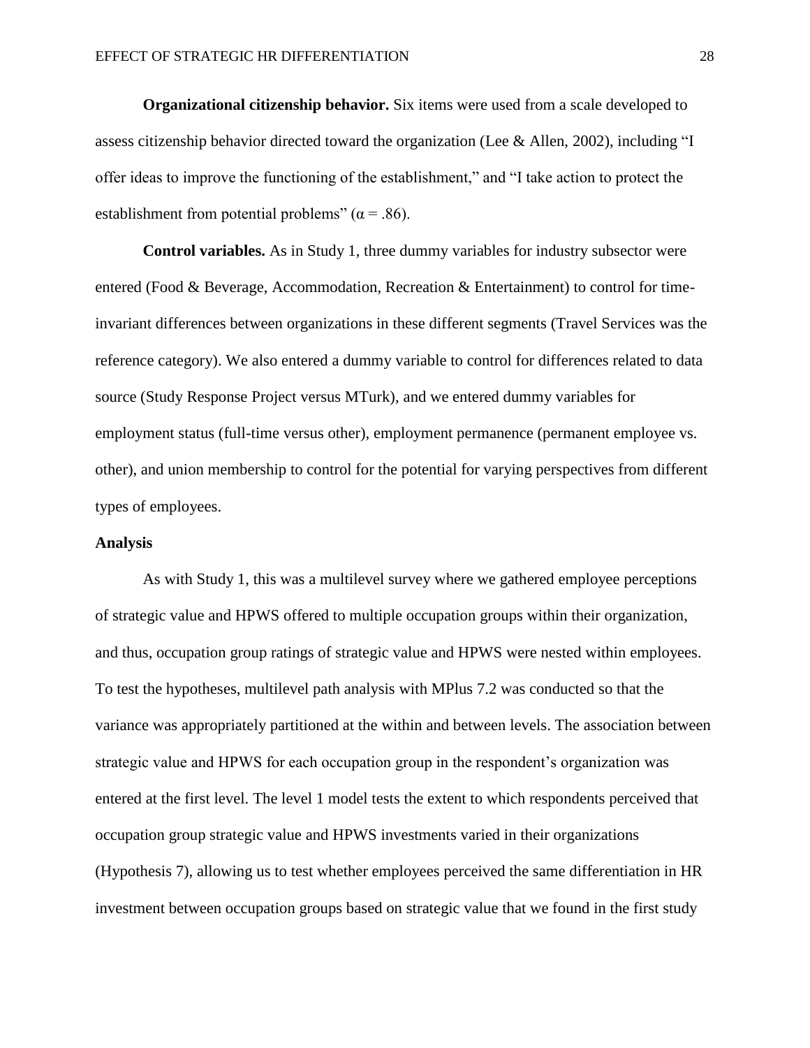**Organizational citizenship behavior.** Six items were used from a scale developed to assess citizenship behavior directed toward the organization (Lee & Allen, 2002), including "I offer ideas to improve the functioning of the establishment," and "I take action to protect the establishment from potential problems" ($\alpha = .86$).

**Control variables.** As in Study 1, three dummy variables for industry subsector were entered (Food & Beverage, Accommodation, Recreation & Entertainment) to control for time-invariant differences between organizations in these different segments (Travel Services was the reference category). We also entered a dummy variable to control for differences related to data source (Study Response Project versus MTurk), and we entered dummy variables for employment status (full-time versus other), employment permanence (permanent employee vs. other), and union membership to control for the potential for varying perspectives from different types of employees.

## Analysis

As with Study 1, this was a multilevel survey where we gathered employee perceptions of strategic value and HPWS offered to multiple occupation groups within their organization, and thus, occupation group ratings of strategic value and HPWS were nested within employees. To test the hypotheses, multilevel path analysis with MPlus 7.2 was conducted so that the variance was appropriately partitioned at the within and between levels. The association between strategic value and HPWS for each occupation group in the respondent's organization was entered at the first level. The level 1 model tests the extent to which respondents perceived that occupation group strategic value and HPWS investments varied in their organizations (Hypothesis 7), allowing us to test whether employees perceived the same differentiation in HR investment between occupation groups based on strategic value that we found in the first study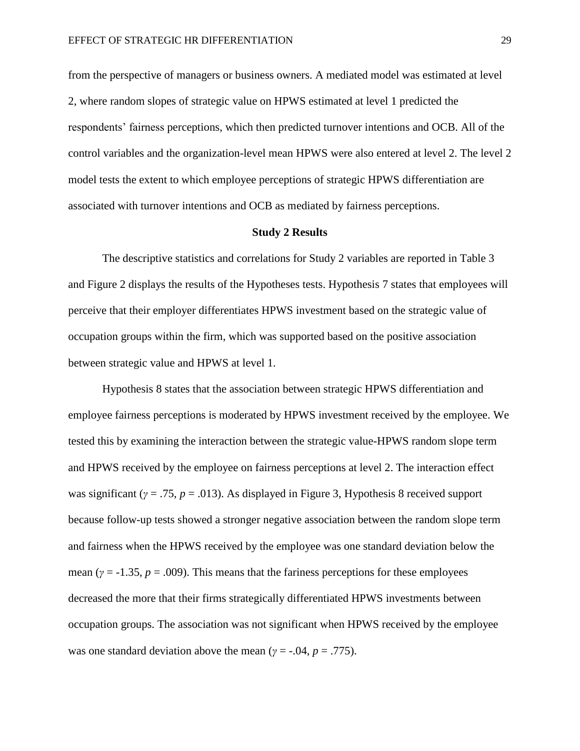from the perspective of managers or business owners. A mediated model was estimated at level 2, where random slopes of strategic value on HPWS estimated at level 1 predicted the respondents' fairness perceptions, which then predicted turnover intentions and OCB. All of the control variables and the organization-level mean HPWS were also entered at level 2. The level 2 model tests the extent to which employee perceptions of strategic HPWS differentiation are associated with turnover intentions and OCB as mediated by fairness perceptions.

## Study 2 Results

The descriptive statistics and correlations for Study 2 variables are reported in Table 3 and Figure 2 displays the results of the Hypotheses tests. Hypothesis 7 states that employees will perceive that their employer differentiates HPWS investment based on the strategic value of occupation groups within the firm, which was supported based on the positive association between strategic value and HPWS at level 1.

Hypothesis 8 states that the association between strategic HPWS differentiation and employee fairness perceptions is moderated by HPWS investment received by the employee. We tested this by examining the interaction between the strategic value-HPWS random slope term and HPWS received by the employee on fairness perceptions at level 2. The interaction effect was significant ($\gamma = .75$, $p = .013$). As displayed in Figure 3, Hypothesis 8 received support because follow-up tests showed a stronger negative association between the random slope term and fairness when the HPWS received by the employee was one standard deviation below the mean ($\gamma = -1.35$, $p = .009$). This means that the fariness perceptions for these employees decreased the more that their firms strategically differentiated HPWS investments between occupation groups. The association was not significant when HPWS received by the employee was one standard deviation above the mean ($\gamma = -.04$, $p = .775$).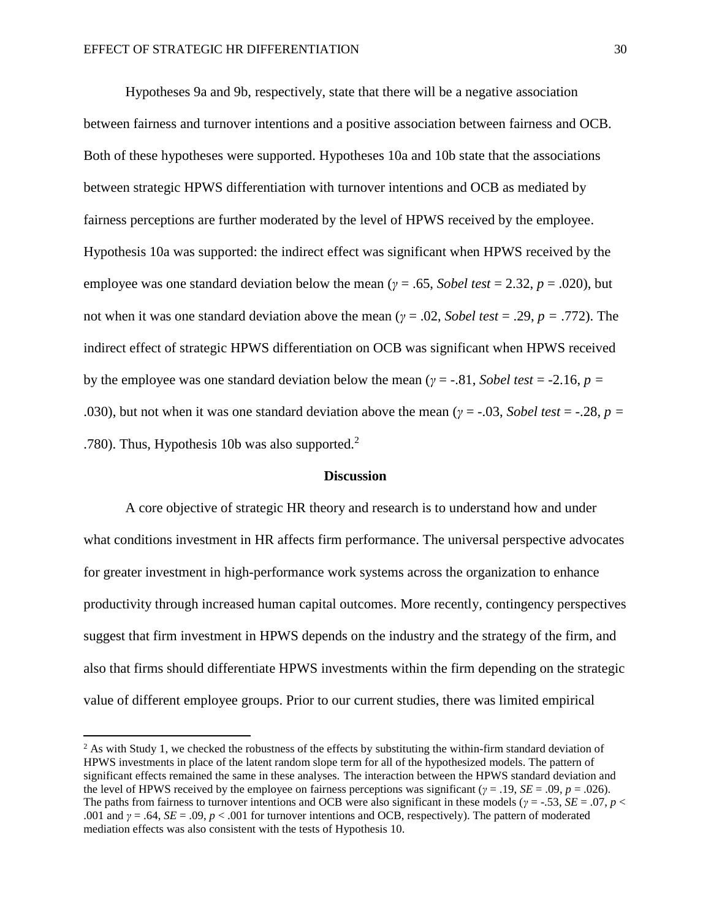Hypotheses 9a and 9b, respectively, state that there will be a negative association between fairness and turnover intentions and a positive association between fairness and OCB. Both of these hypotheses were supported. Hypotheses 10a and 10b state that the associations between strategic HPWS differentiation with turnover intentions and OCB as mediated by fairness perceptions are further moderated by the level of HPWS received by the employee. Hypothesis 10a was supported: the indirect effect was significant when HPWS received by the employee was one standard deviation below the mean ($\gamma = .65$, *Sobel test* = 2.32, $p = .020$), but not when it was one standard deviation above the mean ($\gamma = .02$, *Sobel test* = .29, $p = .772$). The indirect effect of strategic HPWS differentiation on OCB was significant when HPWS received by the employee was one standard deviation below the mean ($\gamma = -.81$, *Sobel test* = -2.16, $p = .030$), but not when it was one standard deviation above the mean ($\gamma = -.03$, *Sobel test* = -.28, $p = .780$). Thus, Hypothesis 10b was also supported.[2]

## Discussion

A core objective of strategic HR theory and research is to understand how and under what conditions investment in HR affects firm performance. The universal perspective advocates for greater investment in high-performance work systems across the organization to enhance productivity through increased human capital outcomes. More recently, contingency perspectives suggest that firm investment in HPWS depends on the industry and the strategy of the firm, and also that firms should differentiate HPWS investments within the firm depending on the strategic value of different employee groups. Prior to our current studies, there was limited empirical

---

[2] As with Study 1, we checked the robustness of the effects by substituting the within-firm standard deviation of HPWS investments in place of the latent random slope term for all of the hypothesized models. The pattern of significant effects remained the same in these analyses. The interaction between the HPWS standard deviation and the level of HPWS received by the employee on fairness perceptions was significant ($\gamma = .19$, $SE = .09$, $p = .026$). The paths from fairness to turnover intentions and OCB were also significant in these models ($\gamma = -.53$, $SE = .07$, $p < .001$ and $\gamma = .64$, $SE = .09$, $p < .001$ for turnover intentions and OCB, respectively). The pattern of moderated mediation effects was also consistent with the tests of Hypothesis 10.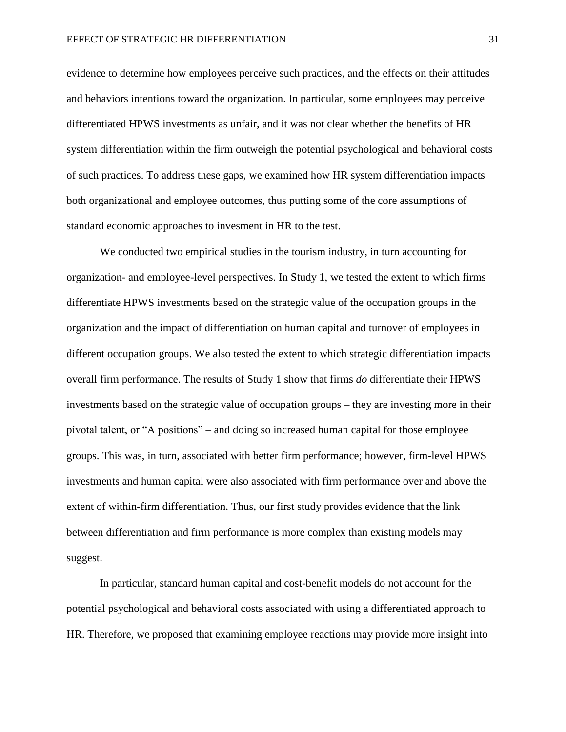evidence to determine how employees perceive such practices, and the effects on their attitudes and behaviors intentions toward the organization. In particular, some employees may perceive differentiated HPWS investments as unfair, and it was not clear whether the benefits of HR system differentiation within the firm outweigh the potential psychological and behavioral costs of such practices. To address these gaps, we examined how HR system differentiation impacts both organizational and employee outcomes, thus putting some of the core assumptions of standard economic approaches to invesment in HR to the test.

We conducted two empirical studies in the tourism industry, in turn accounting for organization- and employee-level perspectives. In Study 1, we tested the extent to which firms differentiate HPWS investments based on the strategic value of the occupation groups in the organization and the impact of differentiation on human capital and turnover of employees in different occupation groups. We also tested the extent to which strategic differentiation impacts overall firm performance. The results of Study 1 show that firms *do* differentiate their HPWS investments based on the strategic value of occupation groups – they are investing more in their pivotal talent, or "A positions" – and doing so increased human capital for those employee groups. This was, in turn, associated with better firm performance; however, firm-level HPWS investments and human capital were also associated with firm performance over and above the extent of within-firm differentiation. Thus, our first study provides evidence that the link between differentiation and firm performance is more complex than existing models may suggest.

In particular, standard human capital and cost-benefit models do not account for the potential psychological and behavioral costs associated with using a differentiated approach to HR. Therefore, we proposed that examining employee reactions may provide more insight into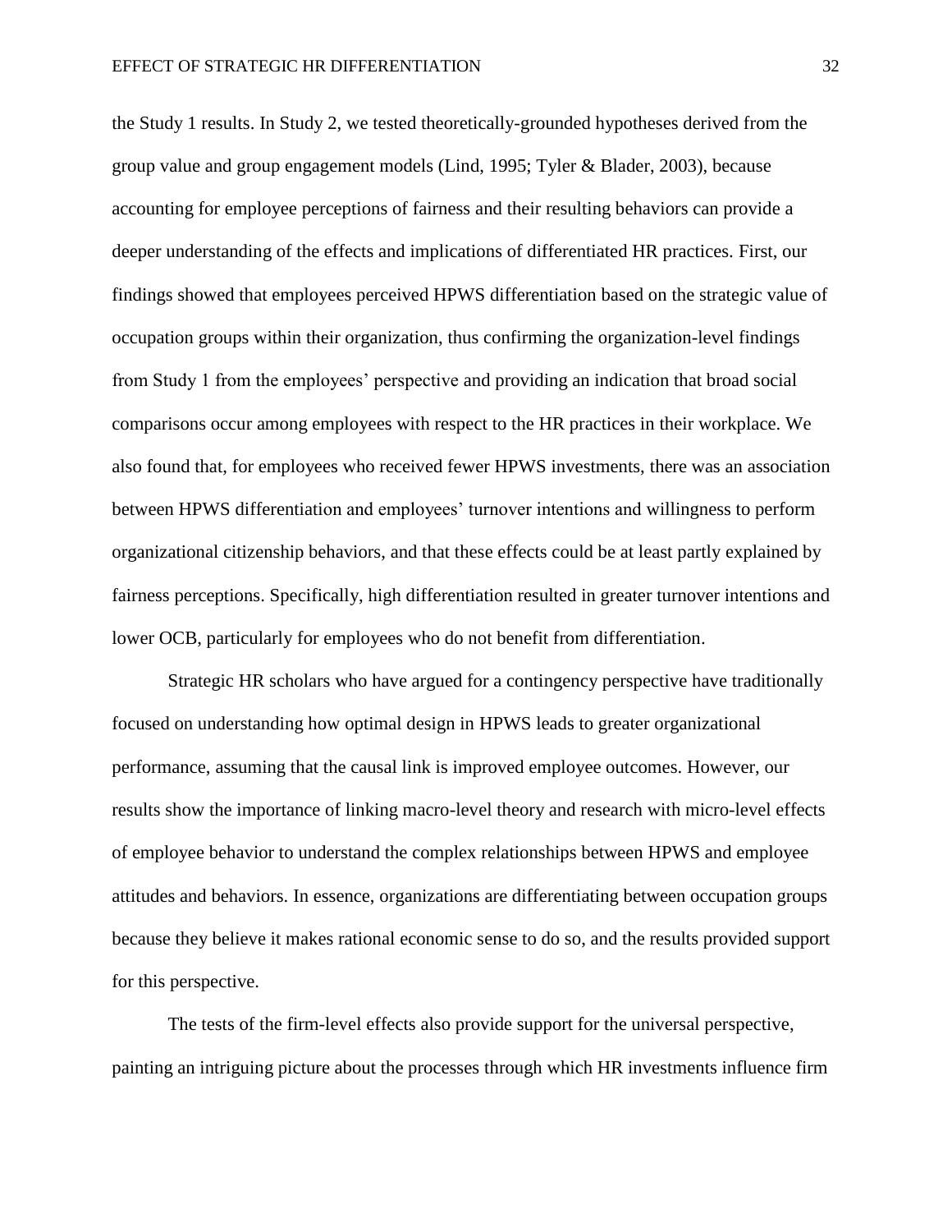the Study 1 results. In Study 2, we tested theoretically-grounded hypotheses derived from the group value and group engagement models (Lind, 1995; Tyler & Blader, 2003), because accounting for employee perceptions of fairness and their resulting behaviors can provide a deeper understanding of the effects and implications of differentiated HR practices. First, our findings showed that employees perceived HPWS differentiation based on the strategic value of occupation groups within their organization, thus confirming the organization-level findings from Study 1 from the employees' perspective and providing an indication that broad social comparisons occur among employees with respect to the HR practices in their workplace. We also found that, for employees who received fewer HPWS investments, there was an association between HPWS differentiation and employees' turnover intentions and willingness to perform organizational citizenship behaviors, and that these effects could be at least partly explained by fairness perceptions. Specifically, high differentiation resulted in greater turnover intentions and lower OCB, particularly for employees who do not benefit from differentiation.

Strategic HR scholars who have argued for a contingency perspective have traditionally focused on understanding how optimal design in HPWS leads to greater organizational performance, assuming that the causal link is improved employee outcomes. However, our results show the importance of linking macro-level theory and research with micro-level effects of employee behavior to understand the complex relationships between HPWS and employee attitudes and behaviors. In essence, organizations are differentiating between occupation groups because they believe it makes rational economic sense to do so, and the results provided support for this perspective.

The tests of the firm-level effects also provide support for the universal perspective, painting an intriguing picture about the processes through which HR investments influence firm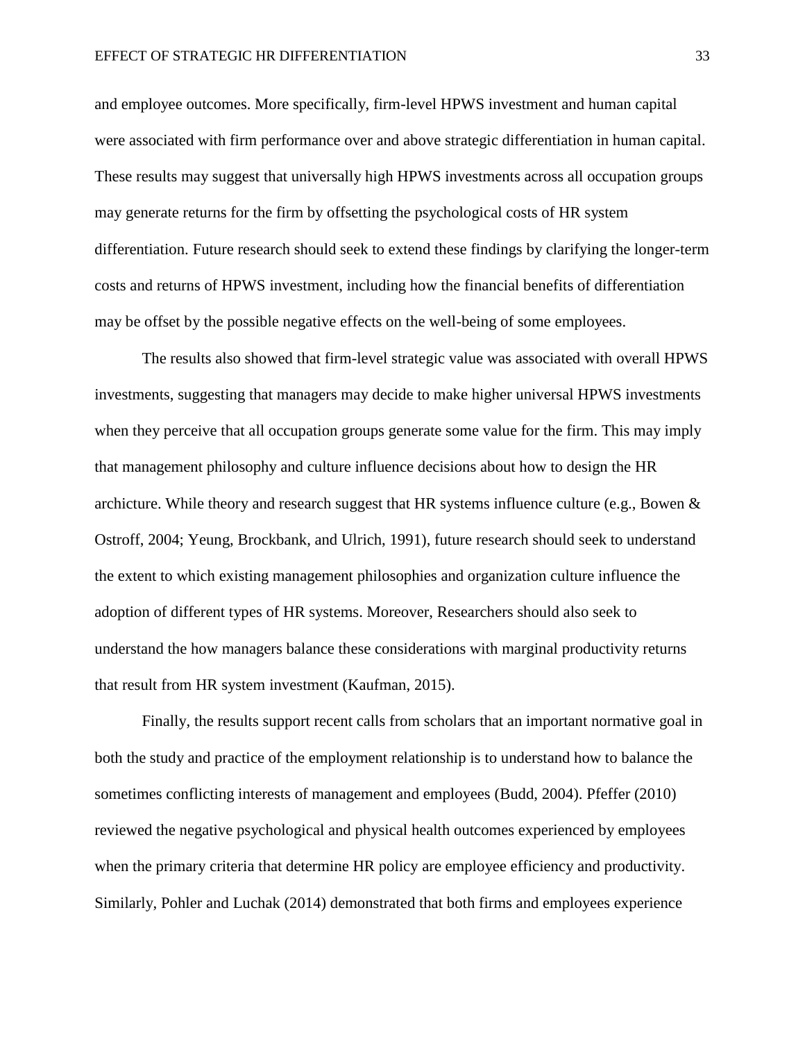and employee outcomes. More specifically, firm-level HPWS investment and human capital were associated with firm performance over and above strategic differentiation in human capital. These results may suggest that universally high HPWS investments across all occupation groups may generate returns for the firm by offsetting the psychological costs of HR system differentiation. Future research should seek to extend these findings by clarifying the longer-term costs and returns of HPWS investment, including how the financial benefits of differentiation may be offset by the possible negative effects on the well-being of some employees.

The results also showed that firm-level strategic value was associated with overall HPWS investments, suggesting that managers may decide to make higher universal HPWS investments when they perceive that all occupation groups generate some value for the firm. This may imply that management philosophy and culture influence decisions about how to design the HR archicture. While theory and research suggest that HR systems influence culture (e.g., Bowen & Ostroff, 2004; Yeung, Brockbank, and Ulrich, 1991), future research should seek to understand the extent to which existing management philosophies and organization culture influence the adoption of different types of HR systems. Moreover, Researchers should also seek to understand the how managers balance these considerations with marginal productivity returns that result from HR system investment (Kaufman, 2015).

Finally, the results support recent calls from scholars that an important normative goal in both the study and practice of the employment relationship is to understand how to balance the sometimes conflicting interests of management and employees (Budd, 2004). Pfeffer (2010) reviewed the negative psychological and physical health outcomes experienced by employees when the primary criteria that determine HR policy are employee efficiency and productivity. Similarly, Pohler and Luchak (2014) demonstrated that both firms and employees experience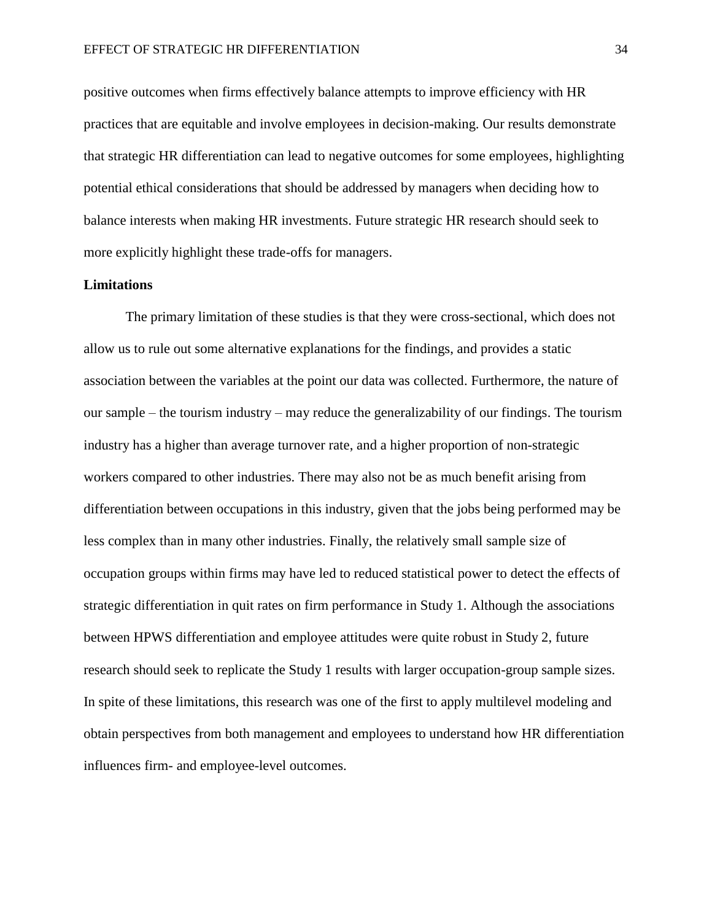positive outcomes when firms effectively balance attempts to improve efficiency with HR practices that are equitable and involve employees in decision-making. Our results demonstrate that strategic HR differentiation can lead to negative outcomes for some employees, highlighting potential ethical considerations that should be addressed by managers when deciding how to balance interests when making HR investments. Future strategic HR research should seek to more explicitly highlight these trade-offs for managers.

**Limitations**

The primary limitation of these studies is that they were cross-sectional, which does not allow us to rule out some alternative explanations for the findings, and provides a static association between the variables at the point our data was collected. Furthermore, the nature of our sample – the tourism industry – may reduce the generalizability of our findings. The tourism industry has a higher than average turnover rate, and a higher proportion of non-strategic workers compared to other industries. There may also not be as much benefit arising from differentiation between occupations in this industry, given that the jobs being performed may be less complex than in many other industries. Finally, the relatively small sample size of occupation groups within firms may have led to reduced statistical power to detect the effects of strategic differentiation in quit rates on firm performance in Study 1. Although the associations between HPWS differentiation and employee attitudes were quite robust in Study 2, future research should seek to replicate the Study 1 results with larger occupation-group sample sizes. In spite of these limitations, this research was one of the first to apply multilevel modeling and obtain perspectives from both management and employees to understand how HR differentiation influences firm- and employee-level outcomes.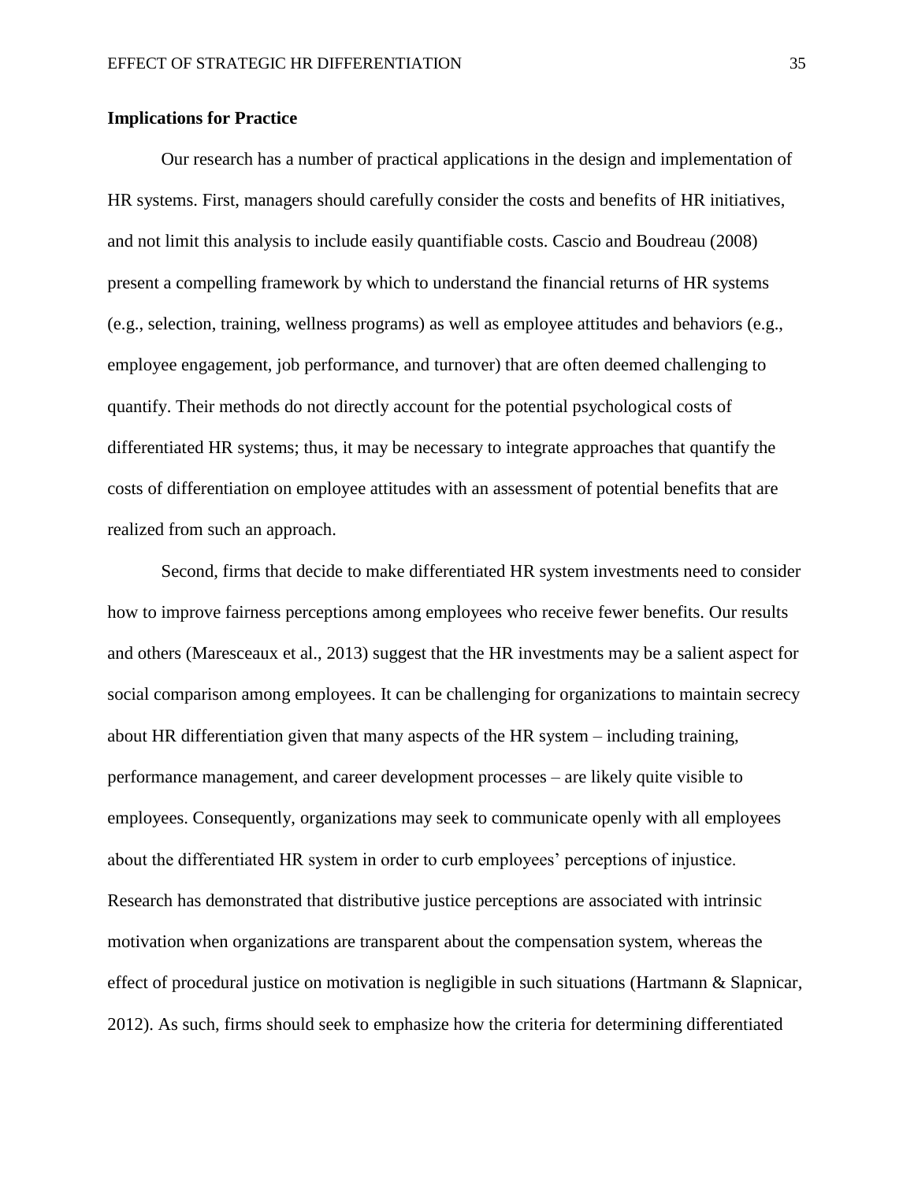**Implications for Practice**

Our research has a number of practical applications in the design and implementation of HR systems. First, managers should carefully consider the costs and benefits of HR initiatives, and not limit this analysis to include easily quantifiable costs. Cascio and Boudreau (2008) present a compelling framework by which to understand the financial returns of HR systems (e.g., selection, training, wellness programs) as well as employee attitudes and behaviors (e.g., employee engagement, job performance, and turnover) that are often deemed challenging to quantify. Their methods do not directly account for the potential psychological costs of differentiated HR systems; thus, it may be necessary to integrate approaches that quantify the costs of differentiation on employee attitudes with an assessment of potential benefits that are realized from such an approach.

Second, firms that decide to make differentiated HR system investments need to consider how to improve fairness perceptions among employees who receive fewer benefits. Our results and others (Marescaux et al., 2013) suggest that the HR investments may be a salient aspect for social comparison among employees. It can be challenging for organizations to maintain secrecy about HR differentiation given that many aspects of the HR system – including training, performance management, and career development processes – are likely quite visible to employees. Consequently, organizations may seek to communicate openly with all employees about the differentiated HR system in order to curb employees' perceptions of injustice. Research has demonstrated that distributive justice perceptions are associated with intrinsic motivation when organizations are transparent about the compensation system, whereas the effect of procedural justice on motivation is negligible in such situations (Hartmann & Slapnicar, 2012). As such, firms should seek to emphasize how the criteria for determining differentiated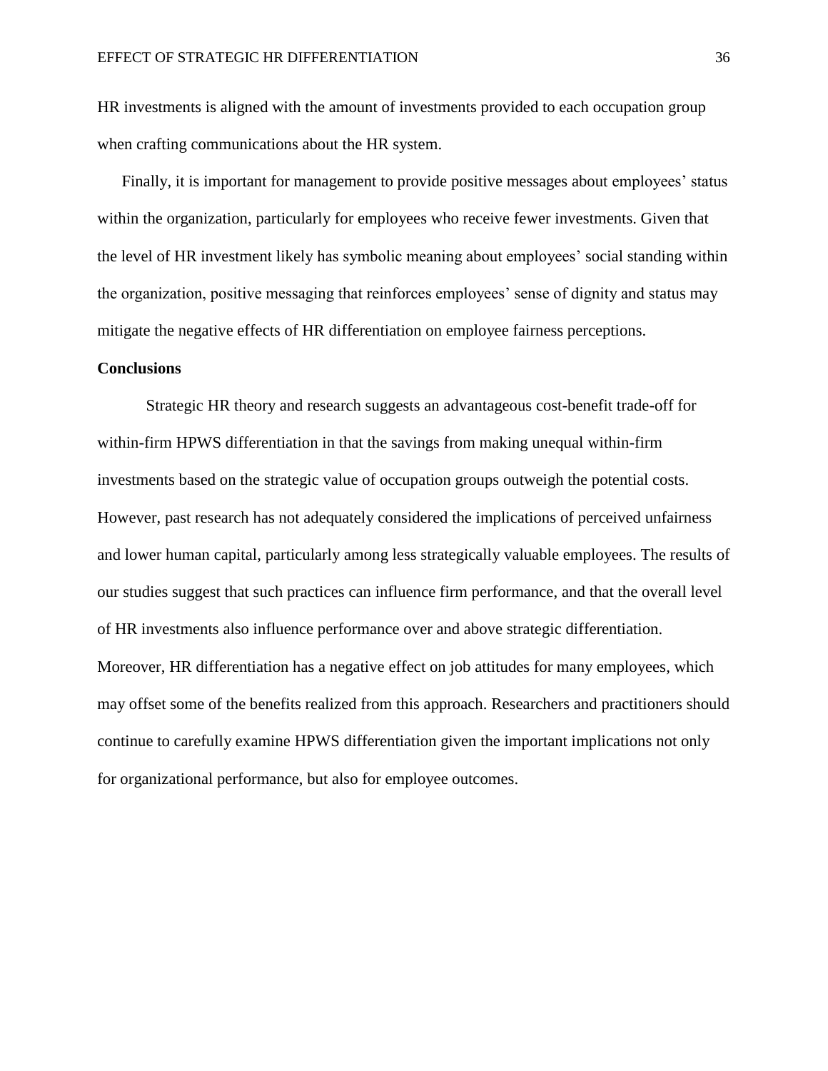HR investments is aligned with the amount of investments provided to each occupation group when crafting communications about the HR system.

Finally, it is important for management to provide positive messages about employees' status within the organization, particularly for employees who receive fewer investments. Given that the level of HR investment likely has symbolic meaning about employees' social standing within the organization, positive messaging that reinforces employees' sense of dignity and status may mitigate the negative effects of HR differentiation on employee fairness perceptions.

**Conclusions**

Strategic HR theory and research suggests an advantageous cost-benefit trade-off for within-firm HPWS differentiation in that the savings from making unequal within-firm investments based on the strategic value of occupation groups outweigh the potential costs. However, past research has not adequately considered the implications of perceived unfairness and lower human capital, particularly among less strategically valuable employees. The results of our studies suggest that such practices can influence firm performance, and that the overall level of HR investments also influence performance over and above strategic differentiation. Moreover, HR differentiation has a negative effect on job attitudes for many employees, which may offset some of the benefits realized from this approach. Researchers and practitioners should continue to carefully examine HPWS differentiation given the important implications not only for organizational performance, but also for employee outcomes.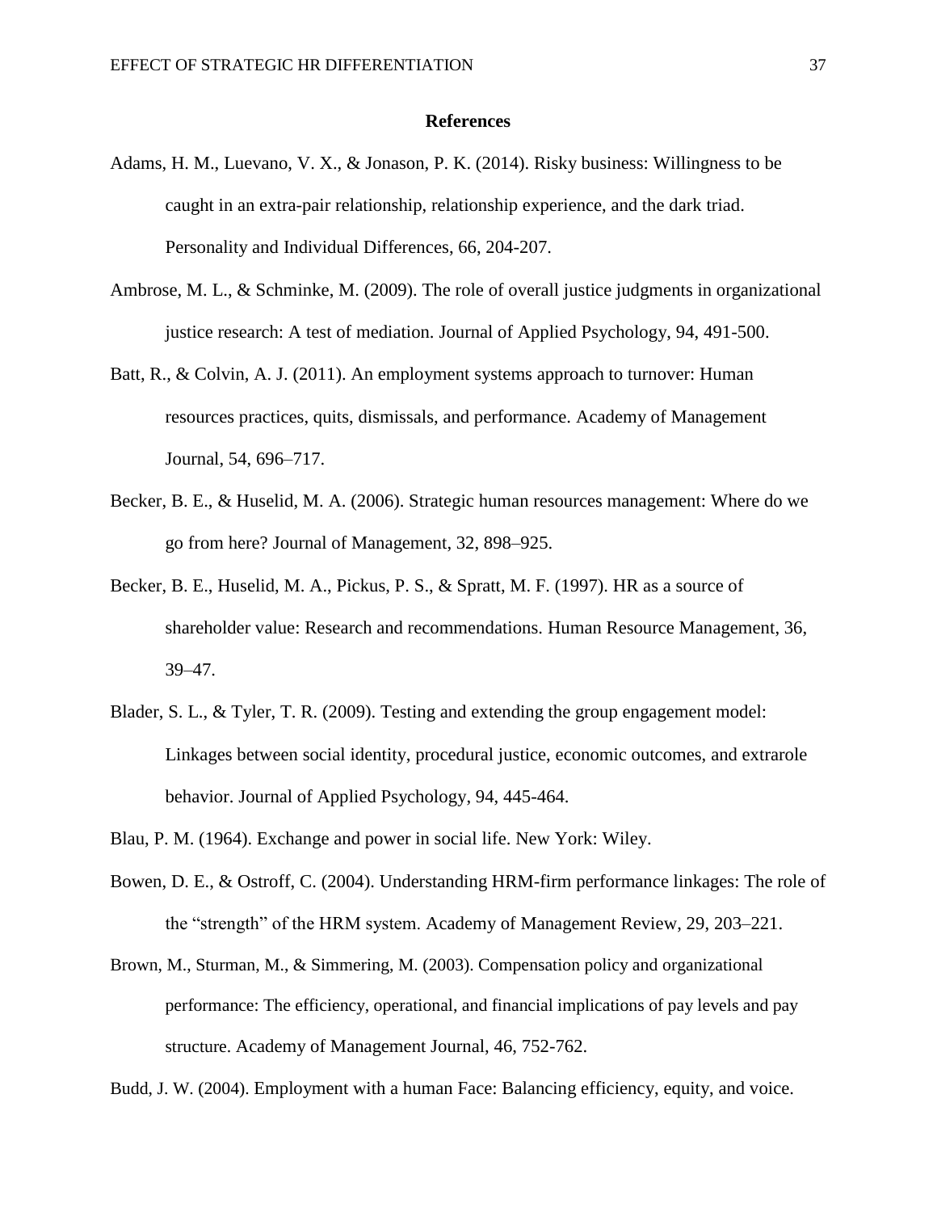**References**

Adams, H. M., Luevano, V. X., & Jonason, P. K. (2014). Risky business: Willingness to be caught in an extra-pair relationship, relationship experience, and the dark triad. Personality and Individual Differences, 66, 204-207.

Ambrose, M. L., & Schminke, M. (2009). The role of overall justice judgments in organizational justice research: A test of mediation. Journal of Applied Psychology, 94, 491-500.

Batt, R., & Colvin, A. J. (2011). An employment systems approach to turnover: Human resources practices, quits, dismissals, and performance. Academy of Management Journal, 54, 696–717.

Becker, B. E., & Huselid, M. A. (2006). Strategic human resources management: Where do we go from here? Journal of Management, 32, 898–925.

Becker, B. E., Huselid, M. A., Pickus, P. S., & Spratt, M. F. (1997). HR as a source of shareholder value: Research and recommendations. Human Resource Management, 36, 39–47.

Blader, S. L., & Tyler, T. R. (2009). Testing and extending the group engagement model: Linkages between social identity, procedural justice, economic outcomes, and extrarole behavior. Journal of Applied Psychology, 94, 445-464.

Blau, P. M. (1964). Exchange and power in social life. New York: Wiley.

Bowen, D. E., & Ostroff, C. (2004). Understanding HRM-firm performance linkages: The role of the "strength" of the HRM system. Academy of Management Review, 29, 203–221.

Brown, M., Sturman, M., & Simmering, M. (2003). Compensation policy and organizational performance: The efficiency, operational, and financial implications of pay levels and pay structure. Academy of Management Journal, 46, 752-762.

Budd, J. W. (2004). Employment with a human Face: Balancing efficiency, equity, and voice.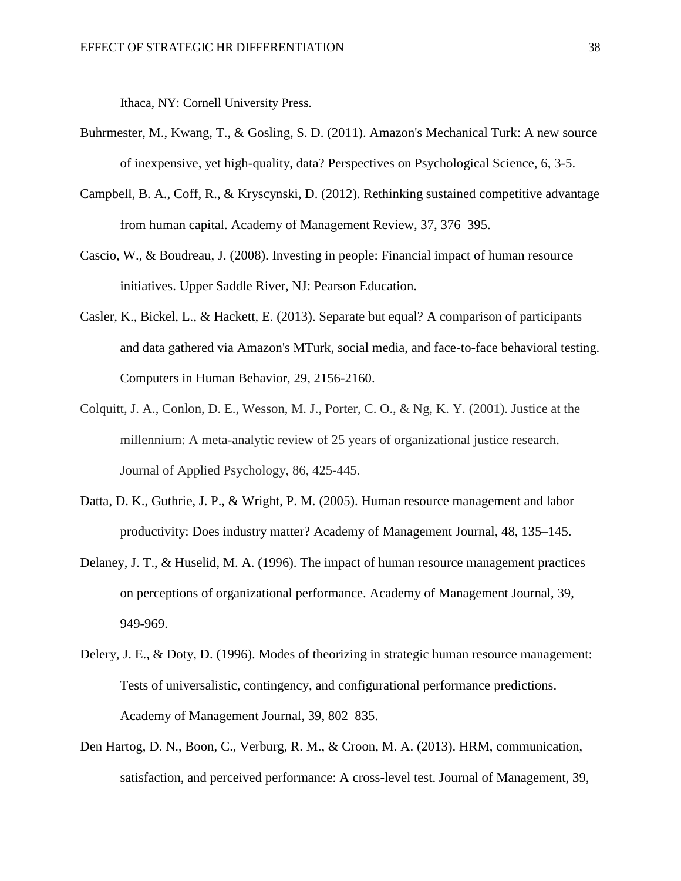Ithaca, NY: Cornell University Press.

Buhrmester, M., Kwang, T., & Gosling, S. D. (2011). Amazon's Mechanical Turk: A new source of inexpensive, yet high-quality, data? Perspectives on Psychological Science, 6, 3-5.

Campbell, B. A., Coff, R., & Kryscynski, D. (2012). Rethinking sustained competitive advantage from human capital. Academy of Management Review, 37, 376–395.

Cascio, W., & Boudreau, J. (2008). Investing in people: Financial impact of human resource initiatives. Upper Saddle River, NJ: Pearson Education.

Casler, K., Bickel, L., & Hackett, E. (2013). Separate but equal? A comparison of participants and data gathered via Amazon's MTurk, social media, and face-to-face behavioral testing. Computers in Human Behavior, 29, 2156-2160.

Colquitt, J. A., Conlon, D. E., Wesson, M. J., Porter, C. O., & Ng, K. Y. (2001). Justice at the millennium: A meta-analytic review of 25 years of organizational justice research. Journal of Applied Psychology, 86, 425-445.

Datta, D. K., Guthrie, J. P., & Wright, P. M. (2005). Human resource management and labor productivity: Does industry matter? Academy of Management Journal, 48, 135–145.

Delaney, J. T., & Huselid, M. A. (1996). The impact of human resource management practices on perceptions of organizational performance. Academy of Management Journal, 39, 949-969.

Delery, J. E., & Doty, D. (1996). Modes of theorizing in strategic human resource management: Tests of universalistic, contingency, and configurational performance predictions. Academy of Management Journal, 39, 802–835.

Den Hartog, D. N., Boon, C., Verburg, R. M., & Croon, M. A. (2013). HRM, communication, satisfaction, and perceived performance: A cross-level test. Journal of Management, 39,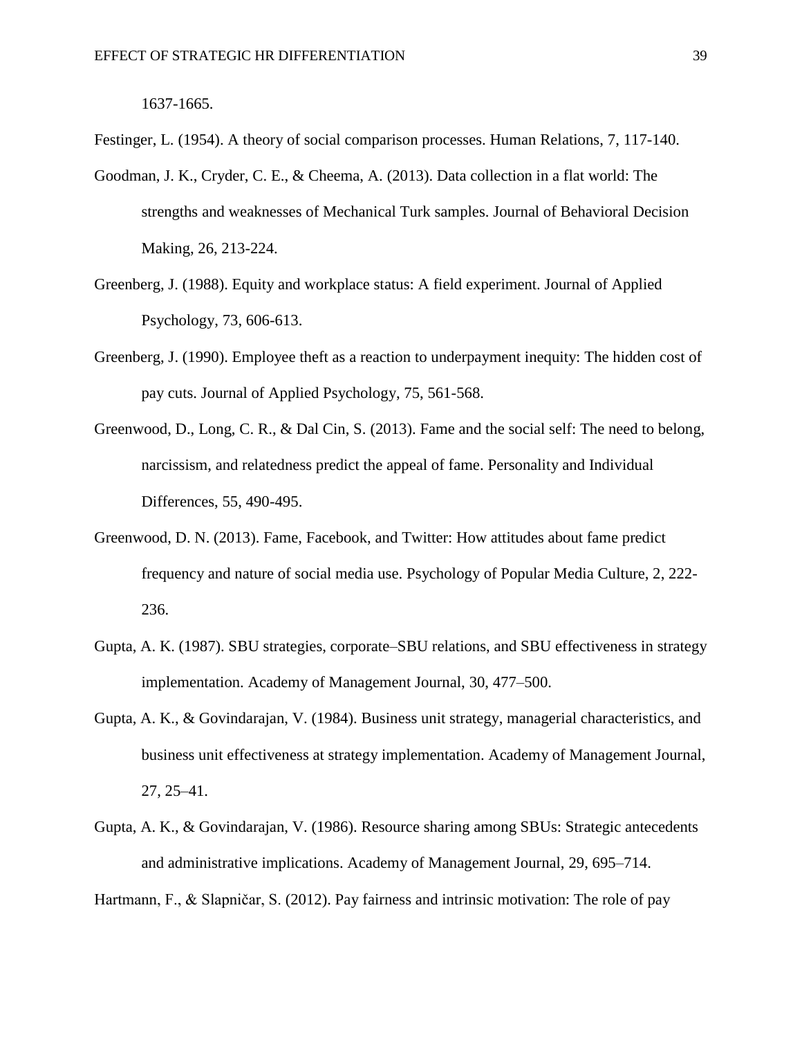1637-1665.

Festinger, L. (1954). A theory of social comparison processes. Human Relations, 7, 117-140.

Goodman, J. K., Cryder, C. E., & Cheema, A. (2013). Data collection in a flat world: The strengths and weaknesses of Mechanical Turk samples. Journal of Behavioral Decision Making, 26, 213-224.

Greenberg, J. (1988). Equity and workplace status: A field experiment. Journal of Applied Psychology, 73, 606-613.

Greenberg, J. (1990). Employee theft as a reaction to underpayment inequity: The hidden cost of pay cuts. Journal of Applied Psychology, 75, 561-568.

Greenwood, D., Long, C. R., & Dal Cin, S. (2013). Fame and the social self: The need to belong, narcissism, and relatedness predict the appeal of fame. Personality and Individual Differences, 55, 490-495.

Greenwood, D. N. (2013). Fame, Facebook, and Twitter: How attitudes about fame predict frequency and nature of social media use. Psychology of Popular Media Culture, 2, 222-236.

Gupta, A. K. (1987). SBU strategies, corporate–SBU relations, and SBU effectiveness in strategy implementation. Academy of Management Journal, 30, 477–500.

Gupta, A. K., & Govindarajan, V. (1984). Business unit strategy, managerial characteristics, and business unit effectiveness at strategy implementation. Academy of Management Journal, 27, 25–41.

Gupta, A. K., & Govindarajan, V. (1986). Resource sharing among SBUs: Strategic antecedents and administrative implications. Academy of Management Journal, 29, 695–714.

Hartmann, F., & Slapničar, S. (2012). Pay fairness and intrinsic motivation: The role of pay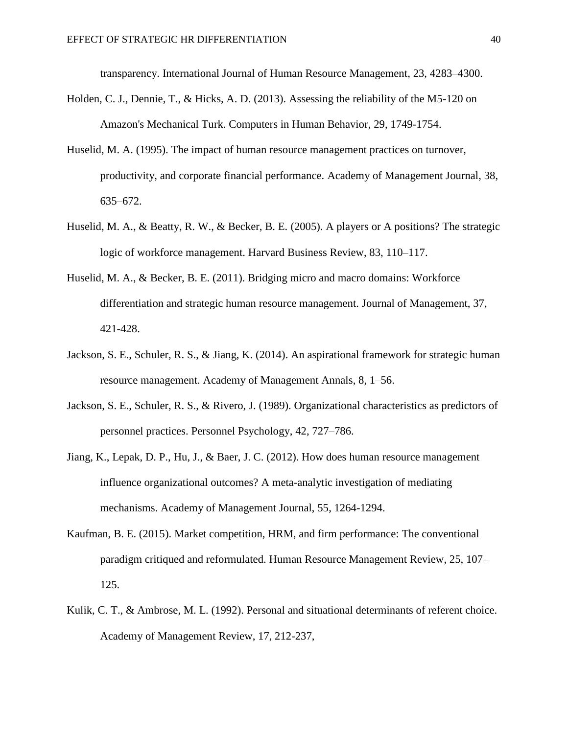transparency. International Journal of Human Resource Management, 23, 4283–4300.

Holden, C. J., Dennie, T., & Hicks, A. D. (2013). Assessing the reliability of the M5-120 on Amazon's Mechanical Turk. Computers in Human Behavior, 29, 1749-1754.

Huselid, M. A. (1995). The impact of human resource management practices on turnover, productivity, and corporate financial performance. Academy of Management Journal, 38, 635–672.

Huselid, M. A., & Beatty, R. W., & Becker, B. E. (2005). A players or A positions? The strategic logic of workforce management. Harvard Business Review, 83, 110–117.

Huselid, M. A., & Becker, B. E. (2011). Bridging micro and macro domains: Workforce differentiation and strategic human resource management. Journal of Management, 37, 421-428.

Jackson, S. E., Schuler, R. S., & Jiang, K. (2014). An aspirational framework for strategic human resource management. Academy of Management Annals, 8, 1–56.

Jackson, S. E., Schuler, R. S., & Rivero, J. (1989). Organizational characteristics as predictors of personnel practices. Personnel Psychology, 42, 727–786.

Jiang, K., Lepak, D. P., Hu, J., & Baer, J. C. (2012). How does human resource management influence organizational outcomes? A meta-analytic investigation of mediating mechanisms. Academy of Management Journal, 55, 1264-1294.

Kaufman, B. E. (2015). Market competition, HRM, and firm performance: The conventional paradigm critiqued and reformulated. Human Resource Management Review, 25, 107–125.

Kulik, C. T., & Ambrose, M. L. (1992). Personal and situational determinants of referent choice. Academy of Management Review, 17, 212-237,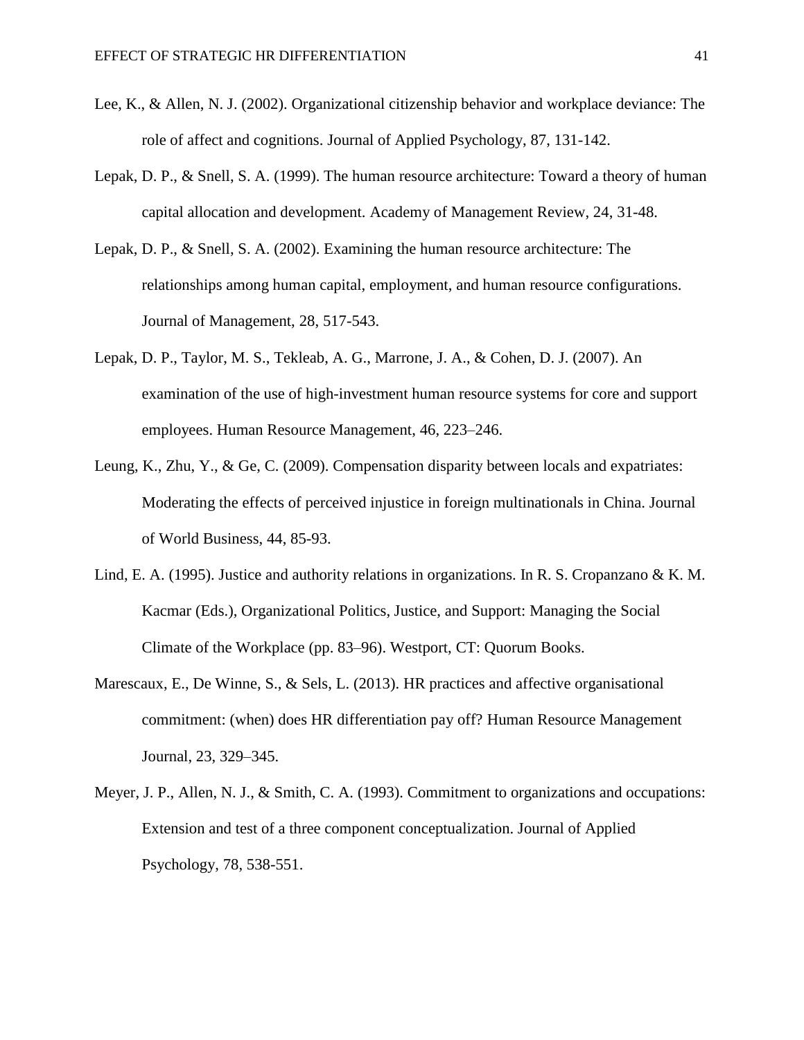Lee, K., & Allen, N. J. (2002). Organizational citizenship behavior and workplace deviance: The role of affect and cognitions. Journal of Applied Psychology, 87, 131-142.

Lepak, D. P., & Snell, S. A. (1999). The human resource architecture: Toward a theory of human capital allocation and development. Academy of Management Review, 24, 31-48.

Lepak, D. P., & Snell, S. A. (2002). Examining the human resource architecture: The relationships among human capital, employment, and human resource configurations. Journal of Management, 28, 517-543.

Lepak, D. P., Taylor, M. S., Tekleab, A. G., Marrone, J. A., & Cohen, D. J. (2007). An examination of the use of high-investment human resource systems for core and support employees. Human Resource Management, 46, 223–246.

Leung, K., Zhu, Y., & Ge, C. (2009). Compensation disparity between locals and expatriates: Moderating the effects of perceived injustice in foreign multinationals in China. Journal of World Business, 44, 85-93.

Lind, E. A. (1995). Justice and authority relations in organizations. In R. S. Cropanzano & K. M. Kacmar (Eds.), Organizational Politics, Justice, and Support: Managing the Social Climate of the Workplace (pp. 83–96). Westport, CT: Quorum Books.

Marescaux, E., De Winne, S., & Sels, L. (2013). HR practices and affective organisational commitment: (when) does HR differentiation pay off? Human Resource Management Journal, 23, 329–345.

Meyer, J. P., Allen, N. J., & Smith, C. A. (1993). Commitment to organizations and occupations: Extension and test of a three component conceptualization. Journal of Applied Psychology, 78, 538-551.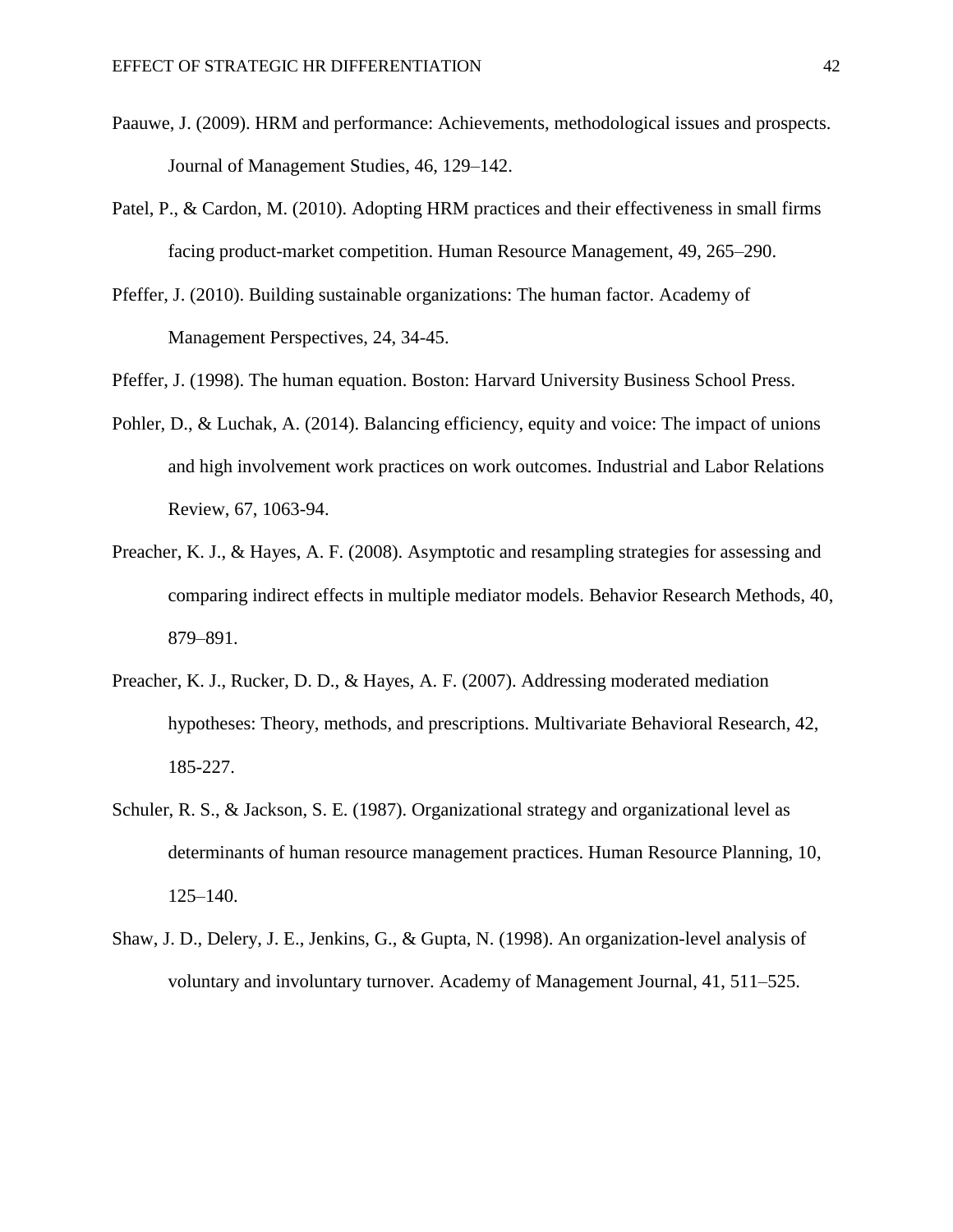Paauwe, J. (2009). HRM and performance: Achievements, methodological issues and prospects. Journal of Management Studies, 46, 129–142.

Patel, P., & Cardon, M. (2010). Adopting HRM practices and their effectiveness in small firms facing product-market competition. Human Resource Management, 49, 265–290.

Pfeffer, J. (2010). Building sustainable organizations: The human factor. Academy of Management Perspectives, 24, 34-45.

Pfeffer, J. (1998). The human equation. Boston: Harvard University Business School Press.

Pohler, D., & Luchak, A. (2014). Balancing efficiency, equity and voice: The impact of unions and high involvement work practices on work outcomes. Industrial and Labor Relations Review, 67, 1063-94.

Preacher, K. J., & Hayes, A. F. (2008). Asymptotic and resampling strategies for assessing and comparing indirect effects in multiple mediator models. Behavior Research Methods, 40, 879–891.

Preacher, K. J., Rucker, D. D., & Hayes, A. F. (2007). Addressing moderated mediation hypotheses: Theory, methods, and prescriptions. Multivariate Behavioral Research, 42, 185-227.

Schuler, R. S., & Jackson, S. E. (1987). Organizational strategy and organizational level as determinants of human resource management practices. Human Resource Planning, 10, 125–140.

Shaw, J. D., Delery, J. E., Jenkins, G., & Gupta, N. (1998). An organization-level analysis of voluntary and involuntary turnover. Academy of Management Journal, 41, 511–525.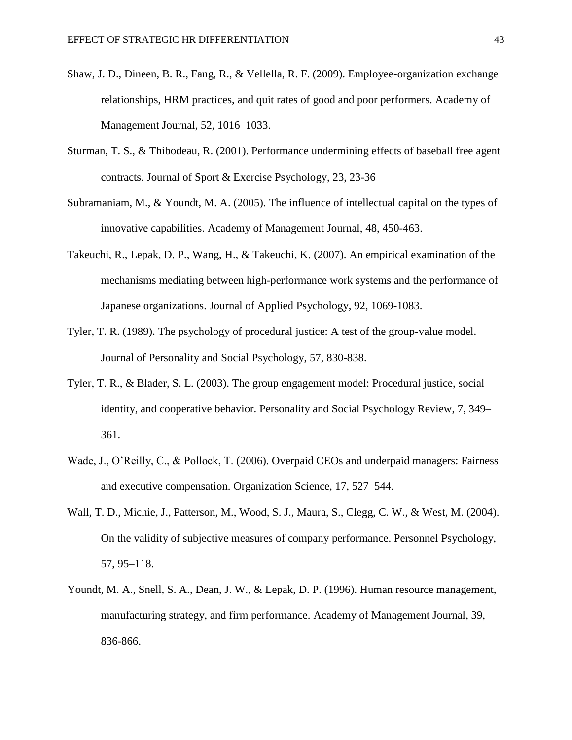Shaw, J. D., Dineen, B. R., Fang, R., & Vellella, R. F. (2009). Employee-organization exchange relationships, HRM practices, and quit rates of good and poor performers. Academy of Management Journal, 52, 1016–1033.

Sturman, T. S., & Thibodeau, R. (2001). Performance undermining effects of baseball free agent contracts. Journal of Sport & Exercise Psychology, 23, 23-36

Subramaniam, M., & Youndt, M. A. (2005). The influence of intellectual capital on the types of innovative capabilities. Academy of Management Journal, 48, 450-463.

Takeuchi, R., Lepak, D. P., Wang, H., & Takeuchi, K. (2007). An empirical examination of the mechanisms mediating between high-performance work systems and the performance of Japanese organizations. Journal of Applied Psychology, 92, 1069-1083.

Tyler, T. R. (1989). The psychology of procedural justice: A test of the group-value model. Journal of Personality and Social Psychology, 57, 830-838.

Tyler, T. R., & Blader, S. L. (2003). The group engagement model: Procedural justice, social identity, and cooperative behavior. Personality and Social Psychology Review, 7, 349–361.

Wade, J., O'Reilly, C., & Pollock, T. (2006). Overpaid CEOs and underpaid managers: Fairness and executive compensation. Organization Science, 17, 527–544.

Wall, T. D., Michie, J., Patterson, M., Wood, S. J., Maura, S., Clegg, C. W., & West, M. (2004). On the validity of subjective measures of company performance. Personnel Psychology, 57, 95–118.

Youndt, M. A., Snell, S. A., Dean, J. W., & Lepak, D. P. (1996). Human resource management, manufacturing strategy, and firm performance. Academy of Management Journal, 39, 836-866.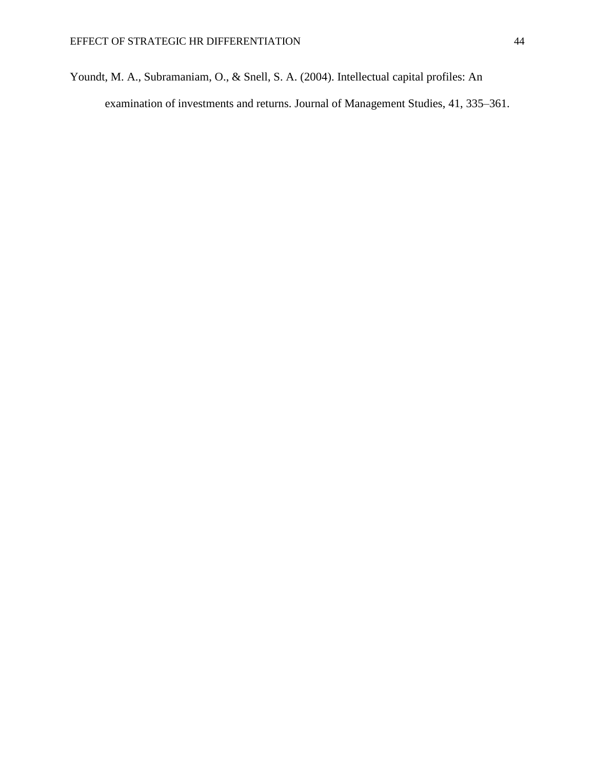Youndt, M. A., Subramaniam, O., & Snell, S. A. (2004). Intellectual capital profiles: An examination of investments and returns. Journal of Management Studies, 41, 335–361.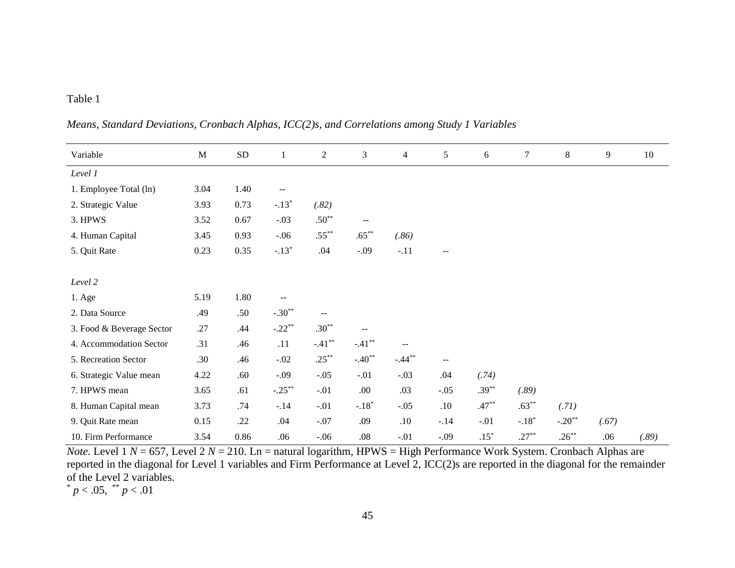Table 1

*Means, Standard Deviations, Cronbach Alphas, ICC(2)s, and Correlations among Study 1 Variables*

| Variable | M | SD | 1 | 2 | 3 | 4 | 5 | 6 | 7 | 8 | 9 | 10 |
|---|---|---|---|---|---|---|---|---|---|---|---|---|
| *Level 1* | | | | | | | | | | | | |
| 1. Employee Total (ln) | 3.04 | 1.40 | -- | | | | | | | | | |
| 2. Strategic Value | 3.93 | 0.73 | -.13* | *(.82)* | | | | | | | | |
| 3. HPWS | 3.52 | 0.67 | -.03 | .50** | -- | | | | | | | |
| 4. Human Capital | 3.45 | 0.93 | -.06 | .55** | .65** | *(.86)* | | | | | | |
| 5. Quit Rate | 0.23 | 0.35 | -.13* | .04 | -.09 | -.11 | -- | | | | | |
| *Level 2* | | | | | | | | | | | | |
| 1. Age | 5.19 | 1.80 | -- | | | | | | | | | |
| 2. Data Source | .49 | .50 | -.30** | -- | | | | | | | | |
| 3. Food & Beverage Sector | .27 | .44 | -.22** | .30** | -- | | | | | | | |
| 4. Accommodation Sector | .31 | .46 | .11 | -.41** | -.41** | -- | | | | | | |
| 5. Recreation Sector | .30 | .46 | -.02 | .25** | -.40** | -.44** | -- | | | | | |
| 6. Strategic Value mean | 4.22 | .60 | -.09 | -.05 | -.01 | -.03 | .04 | *(.74)* | | | | |
| 7. HPWS mean | 3.65 | .61 | -.25** | -.01 | .00 | .03 | -.05 | .39** | *(.89)* | | | |
| 8. Human Capital mean | 3.73 | .74 | -.14 | -.01 | -.18* | -.05 | .10 | .47** | .63** | *(.71)* | | |
| 9. Quit Rate mean | 0.15 | .22 | .04 | -.07 | .09 | .10 | -.14 | -.01 | -.18* | -.20** | *(.67)* | |
| 10. Firm Performance | 3.54 | 0.86 | .06 | -.06 | .08 | -.01 | -.09 | .15* | .27** | .26** | .06 | *(.89)* |

*Note.* Level 1 $N = 657$, Level 2 $N = 210$. Ln = natural logarithm, HPWS = High Performance Work System. Cronbach Alphas are reported in the diagonal for Level 1 variables and Firm Performance at Level 2, ICC(2)s are reported in the diagonal for the remainder of the Level 2 variables.

* $p < .05$, ** $p < .01$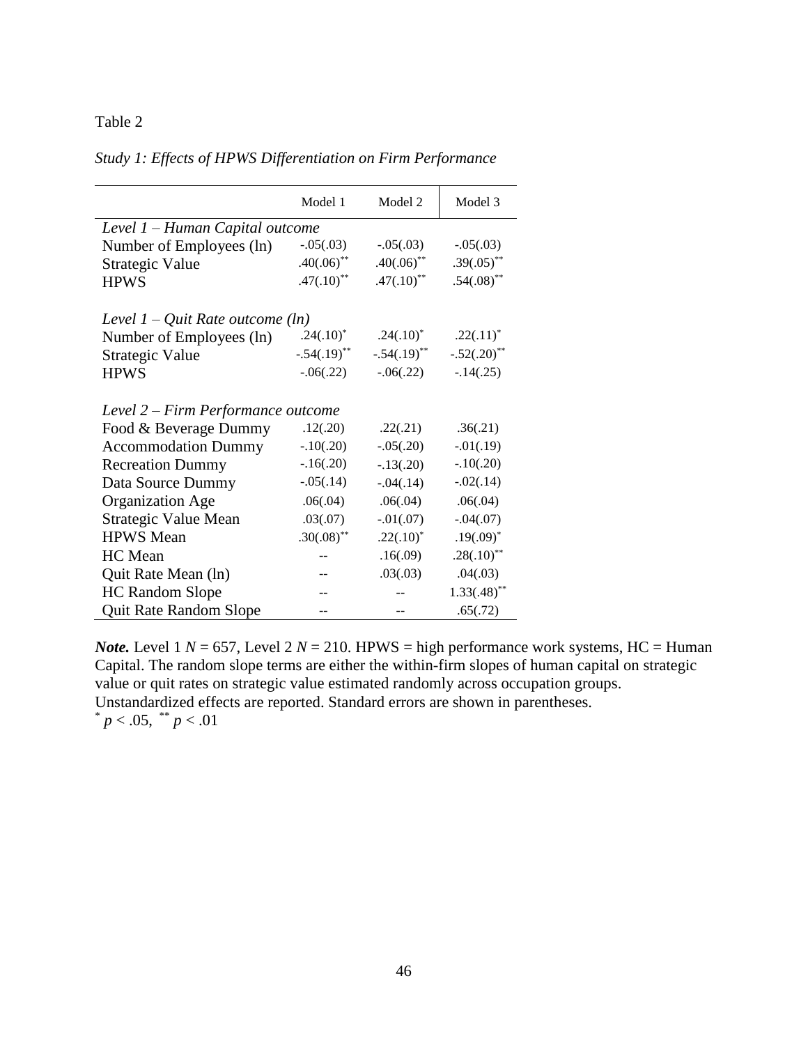Table 2

*Study 1: Effects of HPWS Differentiation on Firm Performance*

| | Model 1 | Model 2 | Model 3 |
|---|---|---|---|
| *Level 1 – Human Capital outcome* | | | |
| Number of Employees (ln) | -.05(.03) | -.05(.03) | -.05(.03) |
| Strategic Value | .40(.06)** | .40(.06)** | .39(.05)** |
| HPWS | .47(.10)** | .47(.10)** | .54(.08)** |
| *Level 1 – Quit Rate outcome (ln)* | | | |
| Number of Employees (ln) | .24(.10)* | .24(.10)* | .22(.11)* |
| Strategic Value | -.54(.19)** | -.54(.19)** | -.52(.20)** |
| HPWS | -.06(.22) | -.06(.22) | -.14(.25) |
| *Level 2 – Firm Performance outcome* | | | |
| Food & Beverage Dummy | .12(.20) | .22(.21) | .36(.21) |
| Accommodation Dummy | -.10(.20) | -.05(.20) | -.01(.19) |
| Recreation Dummy | -.16(.20) | -.13(.20) | -.10(.20) |
| Data Source Dummy | -.05(.14) | -.04(.14) | -.02(.14) |
| Organization Age | .06(.04) | .06(.04) | .06(.04) |
| Strategic Value Mean | .03(.07) | -.01(.07) | -.04(.07) |
| HPWS Mean | .30(.08)** | .22(.10)* | .19(.09)* |
| HC Mean | -- | .16(.09) | .28(.10)** |
| Quit Rate Mean (ln) | -- | .03(.03) | .04(.03) |
| HC Random Slope | -- | -- | 1.33(.48)** |
| Quit Rate Random Slope | -- | -- | .65(.72) |

***Note.*** Level 1 $N$ = 657, Level 2 $N$ = 210. HPWS = high performance work systems, HC = Human Capital. The random slope terms are either the within-firm slopes of human capital on strategic value or quit rates on strategic value estimated randomly across occupation groups. Unstandardized effects are reported. Standard errors are shown in parentheses.
$^{*}$ $p < .05$, $^{**}$ $p < .01$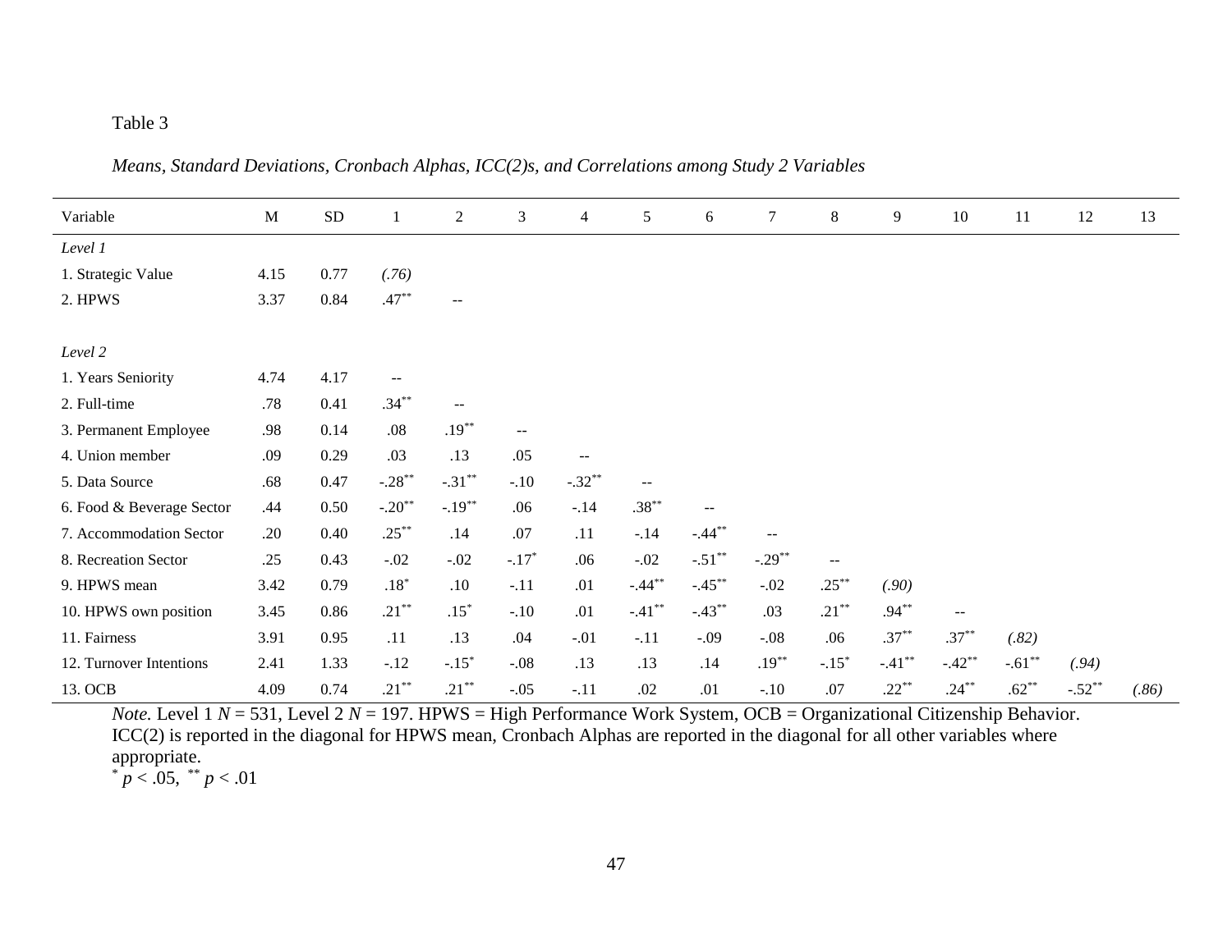Table 3

*Means, Standard Deviations, Cronbach Alphas, ICC(2)s, and Correlations among Study 2 Variables*

| Variable | M | SD | 1 | 2 | 3 | 4 | 5 | 6 | 7 | 8 | 9 | 10 | 11 | 12 | 13 |
|---|---|---|---|---|---|---|---|---|---|---|---|---|---|---|---|
| *Level 1* | | | | | | | | | | | | | | | |
| 1. Strategic Value | 4.15 | 0.77 | *(.76)* | | | | | | | | | | | | |
| 2. HPWS | 3.37 | 0.84 | .47** | -- | | | | | | | | | | | |
| *Level 2* | | | | | | | | | | | | | | | |
| 1. Years Seniority | 4.74 | 4.17 | -- | | | | | | | | | | | | |
| 2. Full-time | .78 | 0.41 | .34** | -- | | | | | | | | | | | |
| 3. Permanent Employee | .98 | 0.14 | .08 | .19** | -- | | | | | | | | | | |
| 4. Union member | .09 | 0.29 | .03 | .13 | .05 | -- | | | | | | | | | |
| 5. Data Source | .68 | 0.47 | -.28** | -.31** | -.10 | -.32** | -- | | | | | | | | |
| 6. Food & Beverage Sector | .44 | 0.50 | -.20** | -.19** | .06 | -.14 | .38** | -- | | | | | | | |
| 7. Accommodation Sector | .20 | 0.40 | .25** | .14 | .07 | .11 | -.14 | -.44** | -- | | | | | | |
| 8. Recreation Sector | .25 | 0.43 | -.02 | -.02 | -.17* | .06 | -.02 | -.51** | -.29** | -- | | | | | |
| 9. HPWS mean | 3.42 | 0.79 | .18* | .10 | -.11 | .01 | -.44** | -.45** | -.02 | .25** | *(.90)* | | | | |
| 10. HPWS own position | 3.45 | 0.86 | .21** | .15* | -.10 | .01 | -.41** | -.43** | .03 | .21** | .94** | -- | | | |
| 11. Fairness | 3.91 | 0.95 | .11 | .13 | .04 | -.01 | -.11 | -.09 | -.08 | .06 | .37** | .37** | *(.82)* | | |
| 12. Turnover Intentions | 2.41 | 1.33 | -.12 | -.15* | -.08 | .13 | .13 | .14 | .19** | -.15* | -.41** | -.42** | -.61** | *(.94)* | |
| 13. OCB | 4.09 | 0.74 | .21** | .21** | -.05 | -.11 | .02 | .01 | -.10 | .07 | .22** | .24** | .62** | -.52** | *(.86)* |

*Note.* Level 1 $N$ = 531, Level 2 $N$ = 197. HPWS = High Performance Work System, OCB = Organizational Citizenship Behavior. ICC(2) is reported in the diagonal for HPWS mean, Cronbach Alphas are reported in the diagonal for all other variables where appropriate.

\* $p < .05$, ** $p < .01$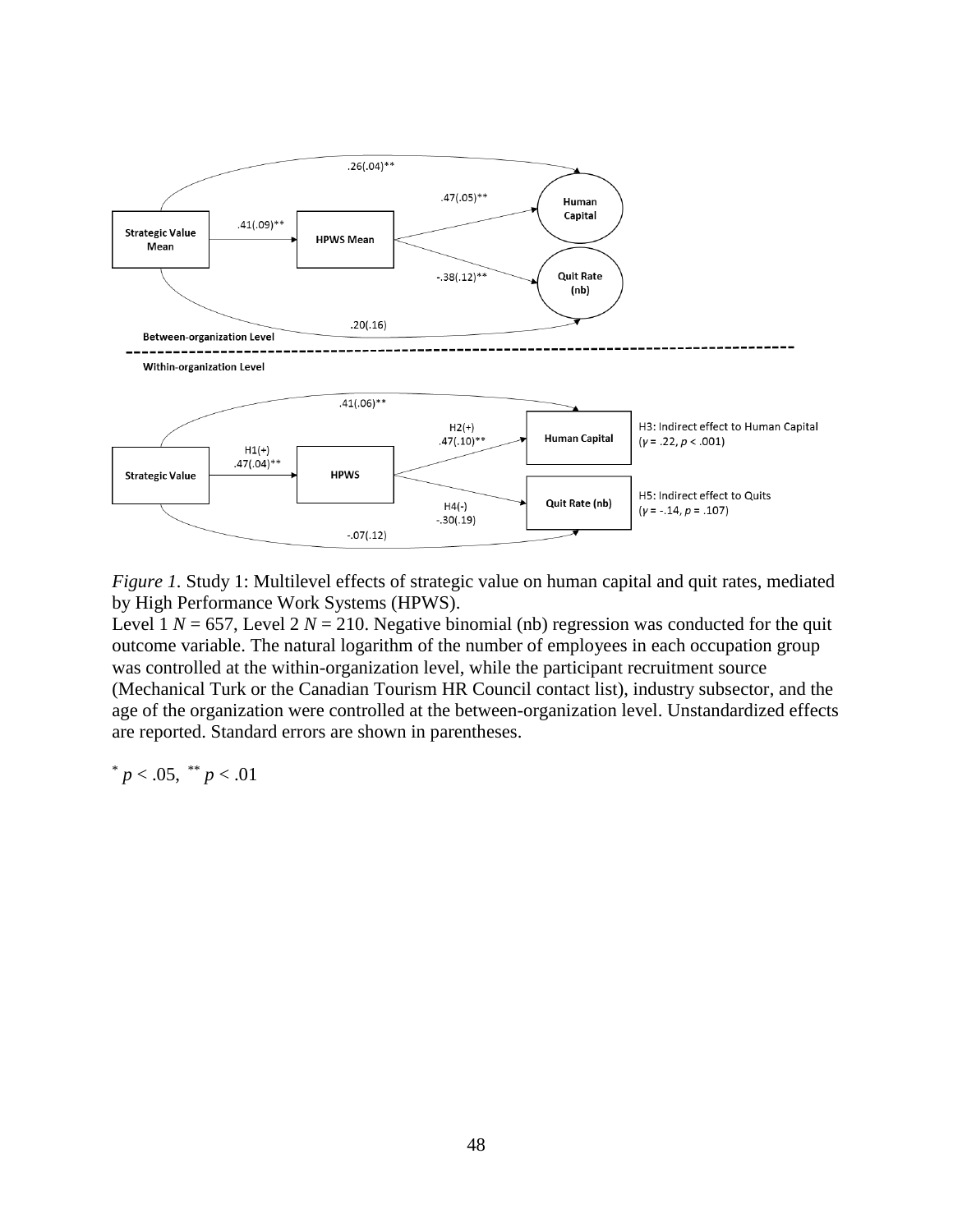*Figure 1.* Study 1: Multilevel effects of strategic value on human capital and quit rates, mediated by High Performance Work Systems (HPWS).

Level 1 $N$ = 657, Level 2 $N$ = 210. Negative binomial (nb) regression was conducted for the quit outcome variable. The natural logarithm of the number of employees in each occupation group was controlled at the within-organization level, while the participant recruitment source (Mechanical Turk or the Canadian Tourism HR Council contact list), industry subsector, and the age of the organization were controlled at the between-organization level. Unstandardized effects are reported. Standard errors are shown in parentheses.

$^{*}$ $p$ < .05, $^{**}$ $p$ < .01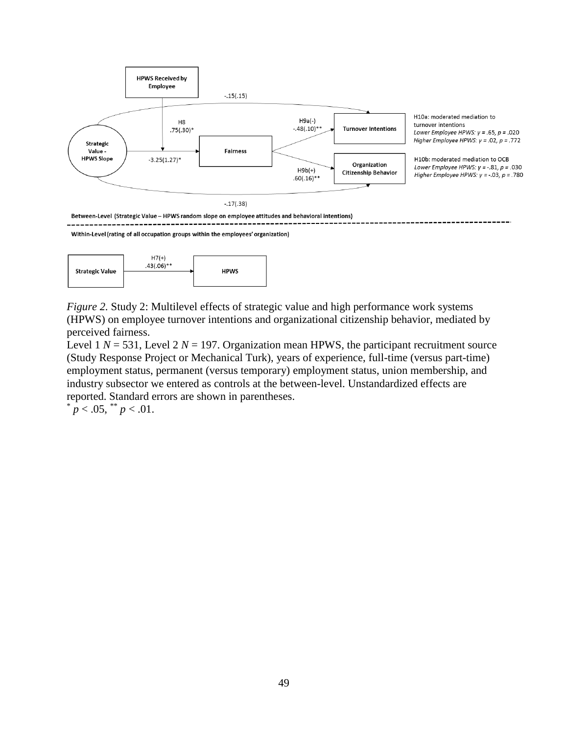HPWS Received by Employee

-.15(.15)

H8
.75(.30)*

H9a(-)
-.48(.10)**

Turnover Intentions

H10a: moderated mediation to turnover intentions
*Lower Employee HPWS: γ = .65, p = .020*
*Higher Employee HPWS: γ = .02, p = .772*

Strategic Value - HPWS Slope

-3.25(1.27)*

Fairness

H9b(+)
.60(.16)**

Organization Citizenship Behavior

H10b: moderated mediation to OCB
*Lower Employee HPWS: γ = -.81, p = .030*
*Higher Employee HPWS: γ = -.03, p = .780*

-.17(.38)

**Between-Level (Strategic Value – HPWS random slope on employee attitudes and behavioral intentions)**

**Within-Level (rating of all occupation groups within the employees' organization)**

Strategic Value

H7(+)
.43(.06)**

HPWS

*Figure 2.* Study 2: Multilevel effects of strategic value and high performance work systems (HPWS) on employee turnover intentions and organizational citizenship behavior, mediated by perceived fairness.

Level 1 *N* = 531, Level 2 *N* = 197. Organization mean HPWS, the participant recruitment source (Study Response Project or Mechanical Turk), years of experience, full-time (versus part-time) employment status, permanent (versus temporary) employment status, union membership, and industry subsector we entered as controls at the between-level. Unstandardized effects are reported. Standard errors are shown in parentheses.

\* $p < .05$, \*\* $p < .01$.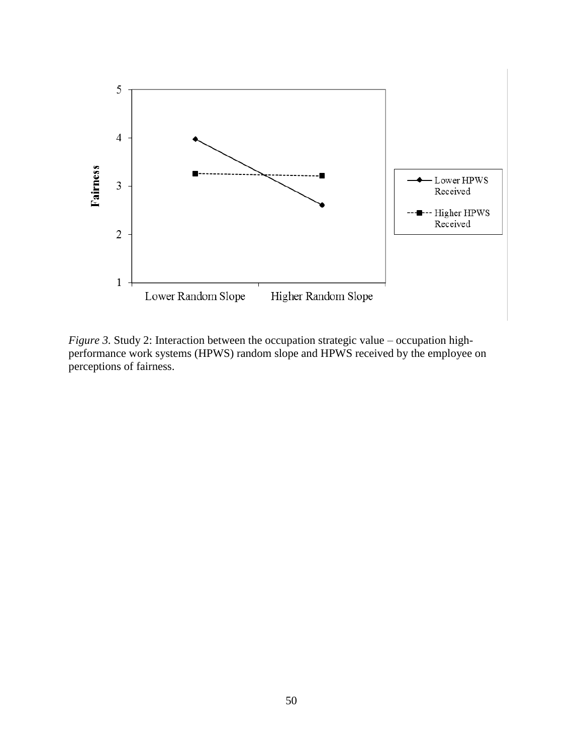5

4

3

2

1

Fairness

Lower Random Slope

Higher Random Slope

Lower HPWS Received

Higher HPWS Received

*Figure 3.* Study 2: Interaction between the occupation strategic value – occupation high-performance work systems (HPWS) random slope and HPWS received by the employee on perceptions of fairness.